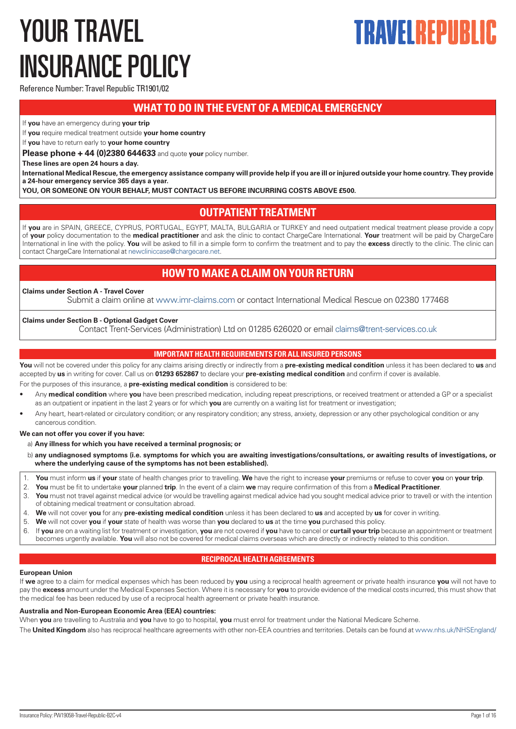# YOUR TRAVEL INSURANCE POLICY

**TRAVELREPUBLIC**

Reference Number: Travel Republic TR1901/02

## WHAT TO DO IN THE EVENT OF A MEDICAL EMERGENCY

If **you** have an emergency during **your trip**

If **you** require medical treatment outside **your home country**

If **you** have to return early to **your home country**

**Please phone + 44 (0)2380 644633** and quote **your** policy number.

**These lines are open 24 hours a day.**

**International Medical Rescue, the emergency assistance company will provide help if you are ill or injured outside your home country. They provide a 24-hour emergency service 365 days a year.**

**YOU, OR SOMEONE ON YOUR BEHALF, MUST CONTACT US BEFORE INCURRING COSTS ABOVE £500.**

## OUTPATIENT TREATMENT

If **you** are in SPAIN, GREECE, CYPRUS, PORTUGAL, EGYPT, MALTA, BULGARIA or TURKEY and need outpatient medical treatment please provide a copy of **your** policy documentation to the **medical practitioner** and ask the clinic to contact ChargeCare International. **Your** treatment will be paid by ChargeCare International in line with the policy. **You** will be asked to fill in a simple form to confirm the treatment and to pay the **excess** directly to the clinic. The clinic can contact ChargeCare International at newcliniccase@chargecare.net.

## HOW TO MAKE A CLAIM ON YOUR RETURN

**Claims under Section A - Travel Cover**

Submit a claim online at www.imr-claims.com or contact International Medical Rescue on 02380 177468

**Claims under Section B - Optional Gadget Cover**

Contact Trent-Services (Administration) Ltd on 01285 626020 or email claims@trent-services.co.uk

### IMPORTANT HEALTH REQUIREMENTS FOR ALL INSURED PERSONS

**You** will not be covered under this policy for any claims arising directly or indirectly from a **pre-existing medical condition** unless it has been declared to **us** and accepted by **us** in writing for cover. Call us on **01293 652867** to declare your **pre-existing medical condition** and confirm if cover is available.

For the purposes of this insurance, a **pre-existing medical condition** is considered to be:

- Any **medical condition** where **you** have been prescribed medication, including repeat prescriptions, or received treatment or attended a GP or a specialist as an outpatient or inpatient in the last 2 years or for which **you** are currently on a waiting list for treatment or investigation;
- Any heart, heart-related or circulatory condition; or any respiratory condition; any stress, anxiety, depression or any other psychological condition or any cancerous condition.

**We can not offer you cover if you have:**

a) **Any illness for which you have received a terminal prognosis; or**

b) **any undiagnosed symptoms (i.e. symptoms for which you are awaiting investigations/consultations, or awaiting results of investigations, or where the underlying cause of the symptoms has not been established).**

1. **You** must inform **us** if **your** state of health changes prior to travelling. **We** have the right to increase **your** premiums or refuse to cover **you** on **your trip**.
2. **You** must be fit to undertake **your** planned **trip**. In the event of a claim **we** may require confirmation of this from a **Medical Practitioner**.
3. **You** must not travel against medical advice (or would be travelling against medical advice had you sought medical advice prior to travel) or with the intention of obtaining medical treatment or consultation abroad.
4. **We** will not cover **you** for any **pre-existing medical condition** unless it has been declared to **us** and accepted by **us** for cover in writing.
5. **We** will not cover **you** if **your** state of health was worse than **you** declared to **us** at the time **you** purchased this policy.
6. If **you** are on a waiting list for treatment or investigation, **you** are not covered if **you** have to cancel or **curtail your trip** because an appointment or treatment becomes urgently available. **You** will also not be covered for medical claims overseas which are directly or indirectly related to this condition.

### RECIPROCAL HEALTH AGREEMENTS

**European Union**

If **we** agree to a claim for medical expenses which has been reduced by **you** using a reciprocal health agreement or private health insurance **you** will not have to pay the **excess** amount under the Medical Expenses Section. Where it is necessary for **you** to provide evidence of the medical costs incurred, this must show that the medical fee has been reduced by use of a reciprocal health agreement or private health insurance.

**Australia and Non-European Economic Area (EEA) countries:**

When **you** are travelling to Australia and **you** have to go to hospital, **you** must enrol for treatment under the National Medicare Scheme.

The **United Kingdom** also has reciprocal healthcare agreements with other non-EEA countries and territories. Details can be found at www.nhs.uk/NHSEngland/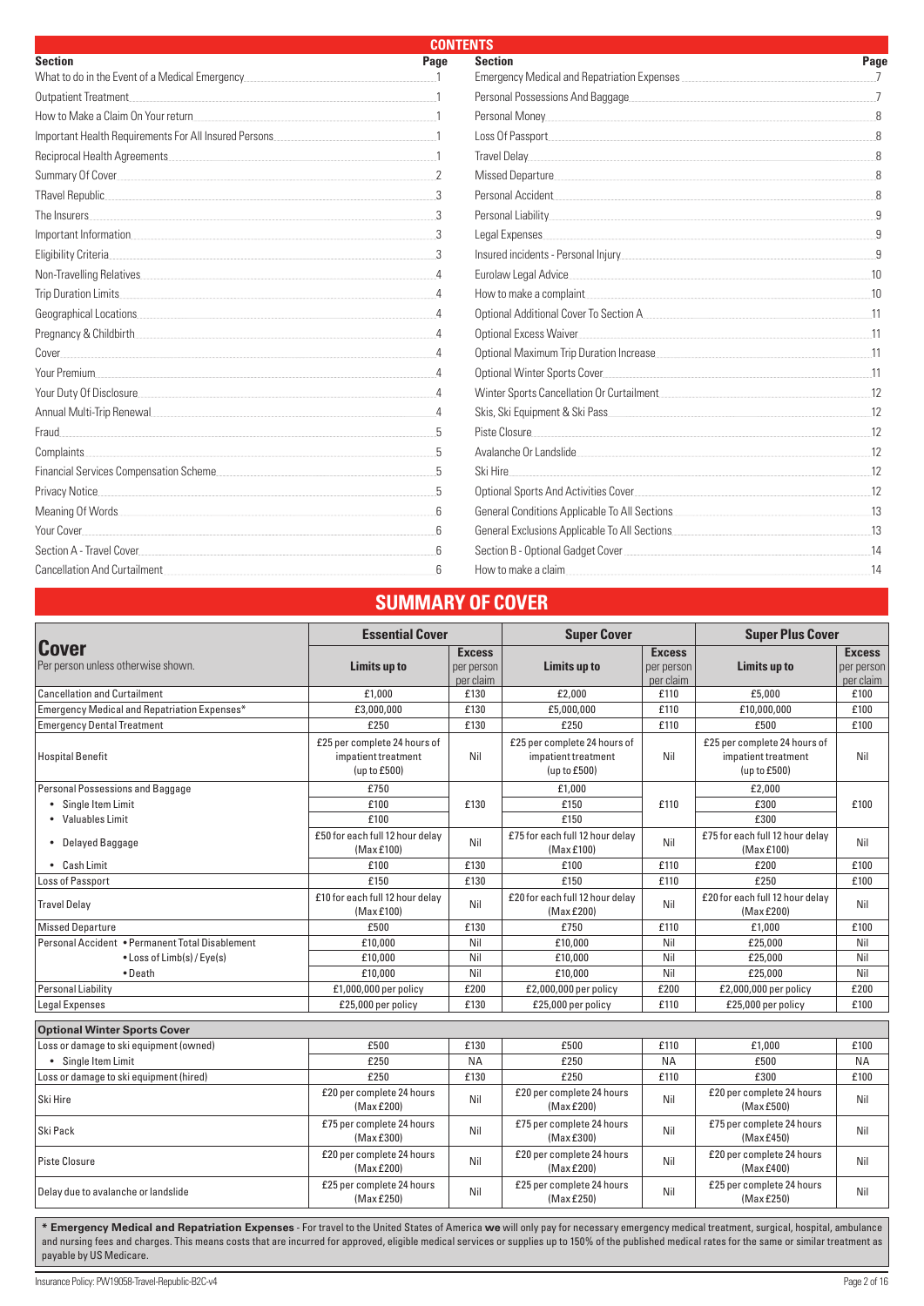## CONTENTS

| Section | Page | Section | Page |
|---|---|---|---|
| What to do in the Event of a Medical Emergency | 1 | Emergency Medical and Repatriation Expenses | 7 |
| Outpatient Treatment | 1 | Personal Possessions And Baggage | 7 |
| How to Make a Claim On Your return | 1 | Personal Money | 8 |
| Important Health Requirements For All Insured Persons | 1 | Loss Of Passport | 8 |
| Reciprocal Health Agreements | 1 | Travel Delay | 8 |
| Summary Of Cover | 2 | Missed Departure | 8 |
| TRavel Republic | 3 | Personal Accident | 8 |
| The Insurers | 3 | Personal Liability | 9 |
| Important Information | 3 | Legal Expenses | 9 |
| Eligibility Criteria | 3 | Insured incidents - Personal Injury | 9 |
| Non-Travelling Relatives | 4 | Eurolaw Legal Advice | 10 |
| Trip Duration Limits | 4 | How to make a complaint | 10 |
| Geographical Locations | 4 | Optional Additional Cover To Section A | 11 |
| Pregnancy & Childbirth | 4 | Optional Excess Waiver | 11 |
| Cover | 4 | Optional Maximum Trip Duration Increase | 11 |
| Your Premium | 4 | Optional Winter Sports Cover | 11 |
| Your Duty Of Disclosure | 4 | Winter Sports Cancellation Or Curtailment | 12 |
| Annual Multi-Trip Renewal | 4 | Skis, Ski Equipment & Ski Pass | 12 |
| Fraud | 5 | Piste Closure | 12 |
| Complaints | 5 | Avalanche Or Landslide | 12 |
| Financial Services Compensation Scheme | 5 | Ski Hire | 12 |
| Privacy Notice | 5 | Optional Sports And Activities Cover | 12 |
| Meaning Of Words | 6 | General Conditions Applicable To All Sections | 13 |
| Your Cover | 6 | General Exclusions Applicable To All Sections | 13 |
| Section A - Travel Cover | 6 | Section B - Optional Gadget Cover | 14 |
| Cancellation And Curtailment | 6 | How to make a claim | 14 |

## SUMMARY OF COVER

| **Cover** Per person unless otherwise shown. | **Essential Cover** Limits up to | **Excess** per person per claim | **Super Cover** Limits up to | **Excess** per person per claim | **Super Plus Cover** Limits up to | **Excess** per person per claim |
|---|---|---|---|---|---|---|
| Cancellation and Curtailment | £1,000 | £130 | £2,000 | £110 | £5,000 | £100 |
| Emergency Medical and Repatriation Expenses* | £3,000,000 | £130 | £5,000,000 | £110 | £10,000,000 | £100 |
| Emergency Dental Treatment | £250 | £130 | £250 | £110 | £500 | £100 |
| Hospital Benefit | £25 per complete 24 hours of impatient treatment (up to £500) | Nil | £25 per complete 24 hours of impatient treatment (up to £500) | Nil | £25 per complete 24 hours of impatient treatment (up to £500) | Nil |
| Personal Possessions and Baggage | £750 | £130 | £1,000 | £110 | £2,000 | £100 |
| • Single Item Limit | £100 | | £150 | | £300 | |
| • Valuables Limit | £100 | | £150 | | £300 | |
| • Delayed Baggage | £50 for each full 12 hour delay (Max £100) | Nil | £75 for each full 12 hour delay (Max £100) | Nil | £75 for each full 12 hour delay (Max £100) | Nil |
| • Cash Limit | £100 | £130 | £100 | £110 | £200 | £100 |
| Loss of Passport | £150 | £130 | £150 | £110 | £250 | £100 |
| Travel Delay | £10 for each full 12 hour delay (Max £100) | Nil | £20 for each full 12 hour delay (Max £200) | Nil | £20 for each full 12 hour delay (Max £200) | Nil |
| Missed Departure | £500 | £130 | £750 | £110 | £1,000 | £100 |
| Personal Accident • Permanent Total Disablement | £10,000 | Nil | £10,000 | Nil | £25,000 | Nil |
| • Loss of Limb(s) / Eye(s) | £10,000 | Nil | £10,000 | Nil | £25,000 | Nil |
| • Death | £10,000 | Nil | £10,000 | Nil | £25,000 | Nil |
| Personal Liability | £1,000,000 per policy | £200 | £2,000,000 per policy | £200 | £2,000,000 per policy | £200 |
| Legal Expenses | £25,000 per policy | £130 | £25,000 per policy | £110 | £25,000 per policy | £100 |
| **Optional Winter Sports Cover** | | | | | | |
| Loss or damage to ski equipment (owned) | £500 | £130 | £500 | £110 | £1,000 | £100 |
| • Single Item Limit | £250 | NA | £250 | NA | £500 | NA |
| Loss or damage to ski equipment (hired) | £250 | £130 | £250 | £110 | £300 | £100 |
| Ski Hire | £20 per complete 24 hours (Max £200) | Nil | £20 per complete 24 hours (Max £200) | Nil | £20 per complete 24 hours (Max £500) | Nil |
| Ski Pack | £75 per complete 24 hours (Max £300) | Nil | £75 per complete 24 hours (Max £300) | Nil | £75 per complete 24 hours (Max £450) | Nil |
| Piste Closure | £20 per complete 24 hours (Max £200) | Nil | £20 per complete 24 hours (Max £200) | Nil | £20 per complete 24 hours (Max £400) | Nil |
| Delay due to avalanche or landslide | £25 per complete 24 hours (Max £250) | Nil | £25 per complete 24 hours (Max £250) | Nil | £25 per complete 24 hours (Max £250) | Nil |

**\* Emergency Medical and Repatriation Expenses** - For travel to the United States of America **we** will only pay for necessary emergency medical treatment, surgical, hospital, ambulance and nursing fees and charges. This means costs that are incurred for approved, eligible medical services or supplies up to 150% of the published medical rates for the same or similar treatment as payable by US Medicare.

Insurance Policy: PW19058-Travel-Republic-B2C-v4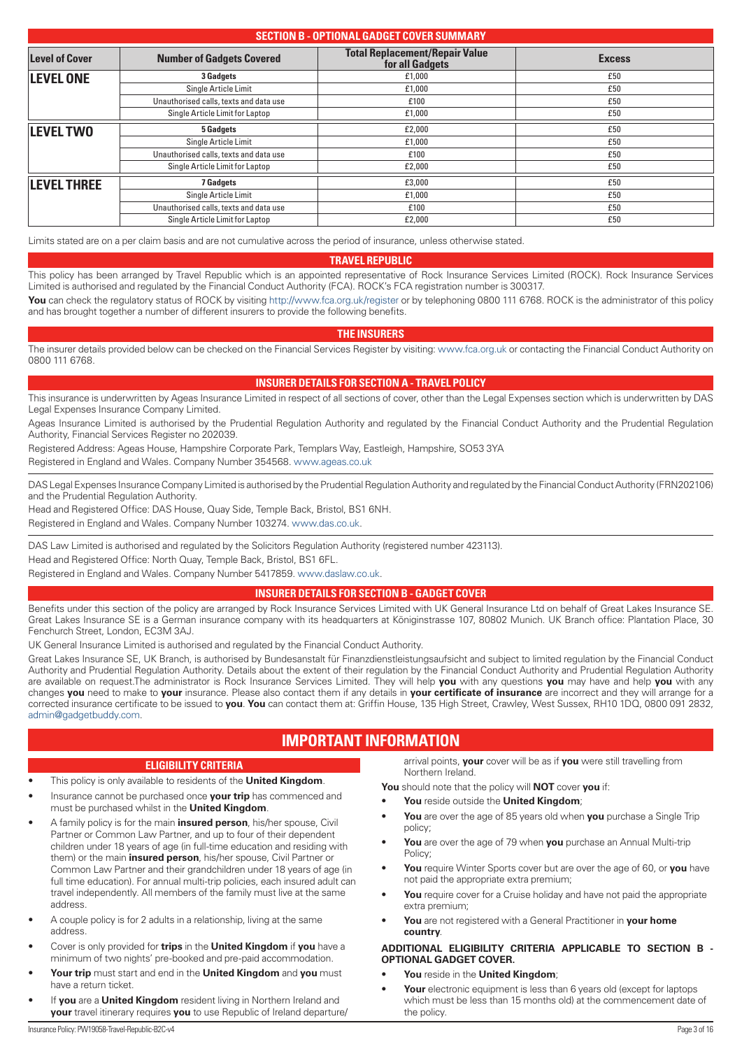## SECTION B - OPTIONAL GADGET COVER SUMMARY

| Level of Cover | Number of Gadgets Covered | Total Replacement/Repair Value for all Gadgets | Excess |
|---|---|---|---|
| **LEVEL ONE** | **3 Gadgets** | £1,000 | £50 |
| | Single Article Limit | £1,000 | £50 |
| | Unauthorised calls, texts and data use | £100 | £50 |
| | Single Article Limit for Laptop | £1,000 | £50 |
| **LEVEL TWO** | **5 Gadgets** | £2,000 | £50 |
| | Single Article Limit | £1,000 | £50 |
| | Unauthorised calls, texts and data use | £100 | £50 |
| | Single Article Limit for Laptop | £2,000 | £50 |
| **LEVEL THREE** | **7 Gadgets** | £3,000 | £50 |
| | Single Article Limit | £1,000 | £50 |
| | Unauthorised calls, texts and data use | £100 | £50 |
| | Single Article Limit for Laptop | £2,000 | £50 |

Limits stated are on a per claim basis and are not cumulative across the period of insurance, unless otherwise stated.

## TRAVEL REPUBLIC

This policy has been arranged by Travel Republic which is an appointed representative of Rock Insurance Services Limited (ROCK). Rock Insurance Services Limited is authorised and regulated by the Financial Conduct Authority (FCA). ROCK's FCA registration number is 300317.

**You** can check the regulatory status of ROCK by visiting http://www.fca.org.uk/register or by telephoning 0800 111 6768. ROCK is the administrator of this policy and has brought together a number of different insurers to provide the following benefits.

## THE INSURERS

The insurer details provided below can be checked on the Financial Services Register by visiting: www.fca.org.uk or contacting the Financial Conduct Authority on 0800 111 6768.

## INSURER DETAILS FOR SECTION A - TRAVEL POLICY

This insurance is underwritten by Ageas Insurance Limited in respect of all sections of cover, other than the Legal Expenses section which is underwritten by DAS Legal Expenses Insurance Company Limited.

Ageas Insurance Limited is authorised by the Prudential Regulation Authority and regulated by the Financial Conduct Authority and the Prudential Regulation Authority, Financial Services Register no 202039.

Registered Address: Ageas House, Hampshire Corporate Park, Templars Way, Eastleigh, Hampshire, SO53 3YA

Registered in England and Wales. Company Number 354568. www.ageas.co.uk

DAS Legal Expenses Insurance Company Limited is authorised by the Prudential Regulation Authority and regulated by the Financial Conduct Authority (FRN202106) and the Prudential Regulation Authority.

Head and Registered Office: DAS House, Quay Side, Temple Back, Bristol, BS1 6NH.

Registered in England and Wales. Company Number 103274. www.das.co.uk.

DAS Law Limited is authorised and regulated by the Solicitors Regulation Authority (registered number 423113).

Head and Registered Office: North Quay, Temple Back, Bristol, BS1 6FL.

Registered in England and Wales. Company Number 5417859. www.daslaw.co.uk.

## INSURER DETAILS FOR SECTION B - GADGET COVER

Benefits under this section of the policy are arranged by Rock Insurance Services Limited with UK General Insurance Ltd on behalf of Great Lakes Insurance SE. Great Lakes Insurance SE is a German insurance company with its headquarters at Königinstrasse 107, 80802 Munich. UK Branch office: Plantation Place, 30 Fenchurch Street, London, EC3M 3AJ.

UK General Insurance Limited is authorised and regulated by the Financial Conduct Authority.

Great Lakes Insurance SE, UK Branch, is authorised by Bundesanstalt für Finanzdienstleistungsaufsicht and subject to limited regulation by the Financial Conduct Authority and Prudential Regulation Authority. Details about the extent of their regulation by the Financial Conduct Authority and Prudential Regulation Authority are available on request.The administrator is Rock Insurance Services Limited. They will help **you** with any questions **you** may have and help **you** with any changes **you** need to make to **your** insurance. Please also contact them if any details in **your certificate of insurance** are incorrect and they will arrange for a corrected insurance certificate to be issued to **you**. **You** can contact them at: Griffin House, 135 High Street, Crawley, West Sussex, RH10 1DQ, 0800 091 2832, admin@gadgetbuddy.com.

# IMPORTANT INFORMATION

## ELIGIBILITY CRITERIA

- This policy is only available to residents of the **United Kingdom**.
- Insurance cannot be purchased once **your trip** has commenced and must be purchased whilst in the **United Kingdom**.
- A family policy is for the main **insured person**, his/her spouse, Civil Partner or Common Law Partner, and up to four of their dependent children under 18 years of age (in full-time education and residing with them) or the main **insured person**, his/her spouse, Civil Partner or Common Law Partner and their grandchildren under 18 years of age (in full time education). For annual multi-trip policies, each insured adult can travel independently. All members of the family must live at the same address.
- A couple policy is for 2 adults in a relationship, living at the same address.
- Cover is only provided for **trips** in the **United Kingdom** if **you** have a minimum of two nights' pre-booked and pre-paid accommodation.
- **Your trip** must start and end in the **United Kingdom** and **you** must have a return ticket.
- If **you** are a **United Kingdom** resident living in Northern Ireland and **your** travel itinerary requires **you** to use Republic of Ireland departure/arrival points, **your** cover will be as if **you** were still travelling from Northern Ireland.

**You** should note that the policy will **NOT** cover **you** if:

- **You** reside outside the **United Kingdom**;
- **You** are over the age of 85 years old when **you** purchase a Single Trip policy;
- **You** are over the age of 79 when **you** purchase an Annual Multi-trip Policy;
- **You** require Winter Sports cover but are over the age of 60, or **you** have not paid the appropriate extra premium;
- **You** require cover for a Cruise holiday and have not paid the appropriate extra premium;
- **You** are not registered with a General Practitioner in **your home country**.

**ADDITIONAL ELIGIBILITY CRITERIA APPLICABLE TO SECTION B - OPTIONAL GADGET COVER.**

- **You** reside in the **United Kingdom**;
- **Your** electronic equipment is less than 6 years old (except for laptops which must be less than 15 months old) at the commencement date of the policy.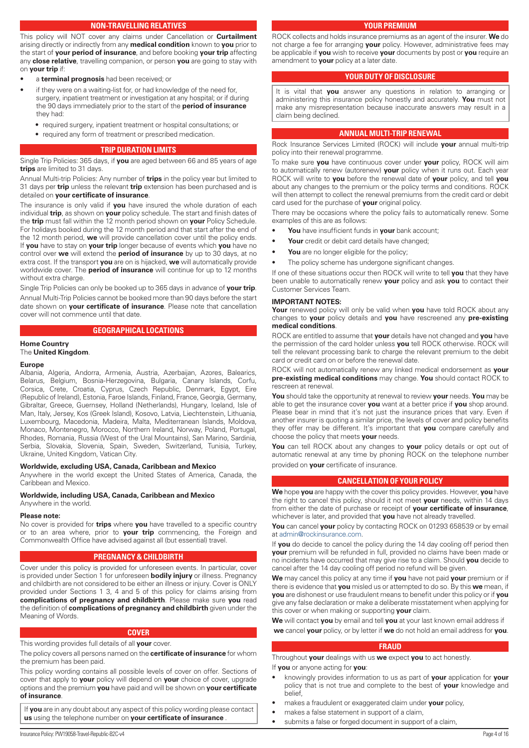## NON-TRAVELLING RELATIVES

This policy will NOT cover any claims under Cancellation or **Curtailment** arising directly or indirectly from any **medical condition** known to **you** prior to the start of **your period of insurance**, and before booking **your trip** affecting any **close relative**, travelling companion, or person **you** are going to stay with on **your trip** if:

- a **terminal prognosis** had been received; or
- if they were on a waiting-list for, or had knowledge of the need for, surgery, inpatient treatment or investigation at any hospital; or if during the 90 days immediately prior to the start of the **period of insurance** they had:
  - required surgery, inpatient treatment or hospital consultations; or
  - required any form of treatment or prescribed medication.

## TRIP DURATION LIMITS

Single Trip Policies: 365 days, if **you** are aged between 66 and 85 years of age **trips** are limited to 31 days.

Annual Multi-trip Policies: Any number of **trips** in the policy year but limited to 31 days per **trip** unless the relevant **trip** extension has been purchased and is detailed on **your certificate of insurance**.

The insurance is only valid if **you** have insured the whole duration of each individual **trip**, as shown on **your** policy schedule. The start and finish dates of the **trip** must fall within the 12 month period shown on **your** Policy Schedule. For holidays booked during the 12 month period and that start after the end of the 12 month period, **we** will provide cancellation cover until the policy ends. If **you** have to stay on **your trip** longer because of events which **you** have no control over **we** will extend the **period of insurance** by up to 30 days, at no extra cost. If the transport **you** are on is hijacked, **we** will automatically provide worldwide cover. The **period of insurance** will continue for up to 12 months without extra charge.

Single Trip Policies can only be booked up to 365 days in advance of **your trip**.

Annual Multi-Trip Policies cannot be booked more than 90 days before the start date shown on **your certificate of insurance**. Please note that cancellation cover will not commence until that date.

## GEOGRAPHICAL LOCATIONS

**Home Country**
The **United Kingdom**.

**Europe**
Albania, Algeria, Andorra, Armenia, Austria, Azerbaijan, Azores, Balearics, Belarus, Belgium, Bosnia-Herzegovina, Bulgaria, Canary Islands, Corfu, Corsica, Crete, Croatia, Cyprus, Czech Republic, Denmark, Egypt, Eire (Republic of Ireland), Estonia, Faroe Islands, Finland, France, Georgia, Germany, Gibraltar, Greece, Guernsey, Holland (Netherlands), Hungary, Iceland, Isle of Man, Italy, Jersey, Kos (Greek Island), Kosovo, Latvia, Liechtenstein, Lithuania, Luxembourg, Macedonia, Madeira, Malta, Mediterranean Islands, Moldova, Monaco, Montenegro, Morocco, Northern Ireland, Norway, Poland, Portugal, Rhodes, Romania, Russia (West of the Ural Mountains), San Marino, Sardinia, Serbia, Slovakia, Slovenia, Spain, Sweden, Switzerland, Tunisia, Turkey, Ukraine, United Kingdom, Vatican City.

**Worldwide, excluding USA, Canada, Caribbean and Mexico**
Anywhere in the world except the United States of America, Canada, the Caribbean and Mexico.

**Worldwide, including USA, Canada, Caribbean and Mexico**
Anywhere in the world.

**Please note:**
No cover is provided for **trips** where **you** have travelled to a specific country or to an area where, prior to **your trip** commencing, the Foreign and Commonwealth Office have advised against all (but essential) travel.

## PREGNANCY & CHILDBIRTH

Cover under this policy is provided for unforeseen events. In particular, cover is provided under Section 1 for unforeseen **bodily injury** or illness. Pregnancy and childbirth are not considered to be either an illness or injury. Cover is ONLY provided under Sections 1 3, 4 and 5 of this policy for claims arising from **complications of pregnancy and childbirth**. Please make sure **you** read the definition of **complications of pregnancy and childbirth** given under the Meaning of Words.

## COVER

This wording provides full details of all **your** cover.

The policy covers all persons named on the **certificate of insurance** for whom the premium has been paid.

This policy wording contains all possible levels of cover on offer. Sections of cover that apply to **your** policy will depend on **your** choice of cover, upgrade options and the premium **you** have paid and will be shown on **your certificate of insurance**.

If **you** are in any doubt about any aspect of this policy wording please contact **us** using the telephone number on **your certificate of insurance** .

## YOUR PREMIUM

ROCK collects and holds insurance premiums as an agent of the insurer. **We** do not charge a fee for arranging **your** policy. However, administrative fees may be applicable if **you** wish to receive **your** documents by post or **you** require an amendment to **your** policy at a later date.

## YOUR DUTY OF DISCLOSURE

It is vital that **you** answer any questions in relation to arranging or administering this insurance policy honestly and accurately. **You** must not make any misrepresentation because inaccurate answers may result in a claim being declined.

## ANNUAL MULTI-TRIP RENEWAL

Rock Insurance Services Limited (ROCK) will include **your** annual multi-trip policy into their renewal programme.

To make sure **you** have continuous cover under **your** policy, ROCK will aim to automatically renew (autorenew) **your** policy when it runs out. Each year ROCK will write to **you** before the renewal date of **your** policy, and tell **you** about any changes to the premium or the policy terms and conditions. ROCK will then attempt to collect the renewal premiums from the credit card or debit card used for the purchase of **your** original policy.

There may be occasions where the policy fails to automatically renew. Some examples of this are as follows:

- **You** have insufficient funds in **your** bank account;
- **Your** credit or debit card details have changed;
- **You** are no longer eligible for the policy;
- The policy scheme has undergone significant changes.

If one of these situations occur then ROCK will write to tell **you** that they have been unable to automatically renew **your** policy and ask **you** to contact their Customer Services Team.

**IMPORTANT NOTES:**

**Your** renewed policy will only be valid when **you** have told ROCK about any changes to **your** policy details and **you** have rescreened any **pre-existing medical conditions**.

ROCK are entitled to assume that **your** details have not changed and **you** have the permission of the card holder unless **you** tell ROCK otherwise. ROCK will tell the relevant processing bank to charge the relevant premium to the debit card or credit card on or before the renewal date.

ROCK will not automatically renew any linked medical endorsement as **your pre-existing medical conditions** may change. **You** should contact ROCK to rescreen at renewal.

**You** should take the opportunity at renewal to review **your** needs. **You** may be able to get the insurance cover **you** want at a better price if **you** shop around. Please bear in mind that it's not just the insurance prices that vary. Even if another insurer is quoting a similar price, the levels of cover and policy benefits they offer may be different. It's important that **you** compare carefully and choose the policy that meets **your** needs.

**You** can tell ROCK about any changes to **your** policy details or opt out of automatic renewal at any time by phoning ROCK on the telephone number provided on **your** certificate of insurance.

## CANCELLATION OF YOUR POLICY

**We** hope **you** are happy with the cover this policy provides. However, **you** have the right to cancel this policy, should it not meet **your** needs, within 14 days from either the date of purchase or receipt of **your certificate of insurance**, whichever is later, and provided that **you** have not already travelled.

**You** can cancel **your** policy by contacting ROCK on 01293 658539 or by email at admin@rockinsurance.com.

If **you** do decide to cancel the policy during the 14 day cooling off period then **your** premium will be refunded in full, provided no claims have been made or no incidents have occurred that may give rise to a claim. Should **you** decide to cancel after the 14 day cooling off period no refund will be given.

**We** may cancel this policy at any time if **you** have not paid **your** premium or if there is evidence that **you** misled us or attempted to do so. By this **we** mean, if **you** are dishonest or use fraudulent means to benefit under this policy or if **you** give any false declaration or make a deliberate misstatement when applying for this cover or when making or supporting **your** claim.

**We** will contact **you** by email and tell **you** at your last known email address if **we** cancel **your** policy, or by letter if **we** do not hold an email address for **you**.

## FRAUD

Throughout **your** dealings with us **we** expect **you** to act honestly.

If **you** or anyone acting for **you**:

- knowingly provides information to us as part of **your** application for **your** policy that is not true and complete to the best of **your** knowledge and belief,
- makes a fraudulent or exaggerated claim under **your** policy,
- makes a false statement in support of a claim,
- submits a false or forged document in support of a claim,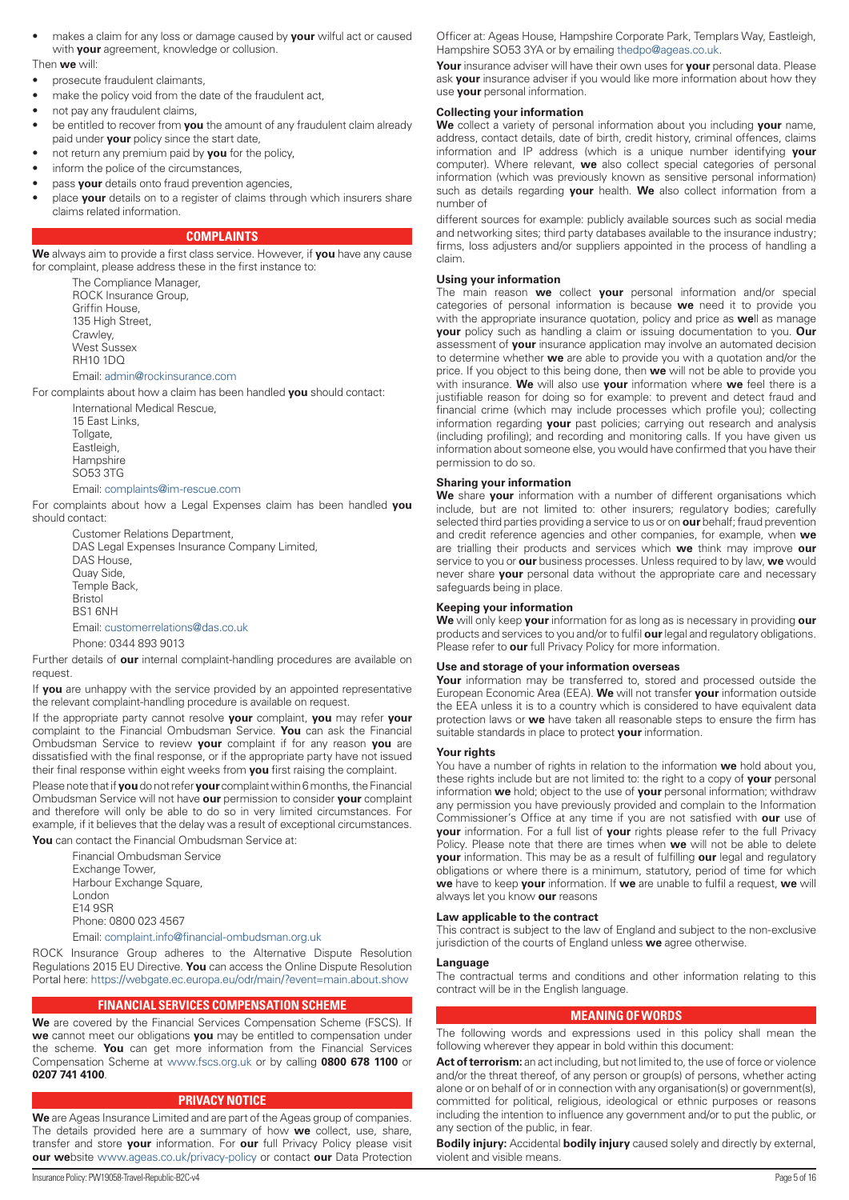- makes a claim for any loss or damage caused by **your** wilful act or caused with **your** agreement, knowledge or collusion.

Then **we** will:

- prosecute fraudulent claimants,
- make the policy void from the date of the fraudulent act,
- not pay any fraudulent claims,
- be entitled to recover from **you** the amount of any fraudulent claim already paid under **your** policy since the start date,
- not return any premium paid by **you** for the policy,
- inform the police of the circumstances,
- pass **your** details onto fraud prevention agencies,
- place **your** details on to a register of claims through which insurers share claims related information.

## COMPLAINTS

**We** always aim to provide a first class service. However, if **you** have any cause for complaint, please address these in the first instance to:

The Compliance Manager,
ROCK Insurance Group,
Griffin House,
135 High Street,
Crawley,
West Sussex
RH10 1DQ

Email: admin@rockinsurance.com

For complaints about how a claim has been handled **you** should contact:

International Medical Rescue,
15 East Links,
Tollgate,
Eastleigh,
Hampshire
SO53 3TG

Email: complaints@im-rescue.com

For complaints about how a Legal Expenses claim has been handled **you** should contact:

Customer Relations Department,
DAS Legal Expenses Insurance Company Limited,
DAS House,
Quay Side,
Temple Back,
Bristol
BS1 6NH

Email: customerrelations@das.co.uk

Phone: 0344 893 9013

Further details of **our** internal complaint-handling procedures are available on request.

If **you** are unhappy with the service provided by an appointed representative the relevant complaint-handling procedure is available on request.

If the appropriate party cannot resolve **your** complaint, **you** may refer **your** complaint to the Financial Ombudsman Service. **You** can ask the Financial Ombudsman Service to review **your** complaint if for any reason **you** are dissatisfied with the final response, or if the appropriate party have not issued their final response within eight weeks from **you** first raising the complaint.

Please note that if **you** do not refer **your** complaint within 6 months, the Financial Ombudsman Service will not have **our** permission to consider **your** complaint and therefore will only be able to do so in very limited circumstances. For example, if it believes that the delay was a result of exceptional circumstances.

**You** can contact the Financial Ombudsman Service at:

Financial Ombudsman Service
Exchange Tower,
Harbour Exchange Square,
London
E14 9SR
Phone: 0800 023 4567

Email: complaint.info@financial-ombudsman.org.uk

ROCK Insurance Group adheres to the Alternative Dispute Resolution Regulations 2015 EU Directive. **You** can access the Online Dispute Resolution Portal here: https://webgate.ec.europa.eu/odr/main/?event=main.about.show

## FINANCIAL SERVICES COMPENSATION SCHEME

**We** are covered by the Financial Services Compensation Scheme (FSCS). If **we** cannot meet our obligations **you** may be entitled to compensation under the scheme. **You** can get more information from the Financial Services Compensation Scheme at www.fscs.org.uk or by calling **0800 678 1100** or **0207 741 4100**.

## PRIVACY NOTICE

**We** are Ageas Insurance Limited and are part of the Ageas group of companies. The details provided here are a summary of how **we** collect, use, share, transfer and store **your** information. For **our** full Privacy Policy please visit **our we**bsite www.ageas.co.uk/privacy-policy or contact **our** Data Protection Officer at: Ageas House, Hampshire Corporate Park, Templars Way, Eastleigh, Hampshire SO53 3YA or by emailing thedpo@ageas.co.uk.

**Your** insurance adviser will have their own uses for **your** personal data. Please ask **your** insurance adviser if you would like more information about how they use **your** personal information.

### Collecting your information

**We** collect a variety of personal information about you including **your** name, address, contact details, date of birth, credit history, criminal offences, claims information and IP address (which is a unique number identifying **your** computer). Where relevant, **we** also collect special categories of personal information (which was previously known as sensitive personal information) such as details regarding **your** health. **We** also collect information from a number of

different sources for example: publicly available sources such as social media and networking sites; third party databases available to the insurance industry; firms, loss adjusters and/or suppliers appointed in the process of handling a claim.

### Using your information

The main reason **we** collect **your** personal information and/or special categories of personal information is because **we** need it to provide you with the appropriate insurance quotation, policy and price as **we**ll as manage **your** policy such as handling a claim or issuing documentation to you. **Our** assessment of **your** insurance application may involve an automated decision to determine whether **we** are able to provide you with a quotation and/or the price. If you object to this being done, then **we** will not be able to provide you with insurance. **We** will also use **your** information where **we** feel there is a justifiable reason for doing so for example: to prevent and detect fraud and financial crime (which may include processes which profile you); collecting information regarding **your** past policies; carrying out research and analysis (including profiling); and recording and monitoring calls. If you have given us information about someone else, you would have confirmed that you have their permission to do so.

### Sharing your information

**We** share **your** information with a number of different organisations which include, but are not limited to: other insurers; regulatory bodies; carefully selected third parties providing a service to us or on **our** behalf; fraud prevention and credit reference agencies and other companies, for example, when **we** are trialling their products and services which **we** think may improve **our** service to you or **our** business processes. Unless required to by law, **we** would never share **your** personal data without the appropriate care and necessary safeguards being in place.

### Keeping your information

**We** will only keep **your** information for as long as is necessary in providing **our** products and services to you and/or to fulfil **our** legal and regulatory obligations. Please refer to **our** full Privacy Policy for more information.

### Use and storage of your information overseas

**Your** information may be transferred to, stored and processed outside the European Economic Area (EEA). **We** will not transfer **your** information outside the EEA unless it is to a country which is considered to have equivalent data protection laws or **we** have taken all reasonable steps to ensure the firm has suitable standards in place to protect **your** information.

### Your rights

You have a number of rights in relation to the information **we** hold about you, these rights include but are not limited to: the right to a copy of **your** personal information **we** hold; object to the use of **your** personal information; withdraw any permission you have previously provided and complain to the Information Commissioner's Office at any time if you are not satisfied with **our** use of **your** information. For a full list of **your** rights please refer to the full Privacy Policy. Please note that there are times when **we** will not be able to delete **your** information. This may be as a result of fulfilling **our** legal and regulatory obligations or where there is a minimum, statutory, period of time for which **we** have to keep **your** information. If **we** are unable to fulfil a request, **we** will always let you know **our** reasons

### Law applicable to the contract

This contract is subject to the law of England and subject to the non-exclusive jurisdiction of the courts of England unless **we** agree otherwise.

### Language

The contractual terms and conditions and other information relating to this contract will be in the English language.

## MEANING OF WORDS

The following words and expressions used in this policy shall mean the following wherever they appear in bold within this document:

**Act of terrorism:** an act including, but not limited to, the use of force or violence and/or the threat thereof, of any person or group(s) of persons, whether acting alone or on behalf of or in connection with any organisation(s) or government(s), committed for political, religious, ideological or ethnic purposes or reasons including the intention to influence any government and/or to put the public, or any section of the public, in fear.

**Bodily injury:** Accidental **bodily injury** caused solely and directly by external, violent and visible means.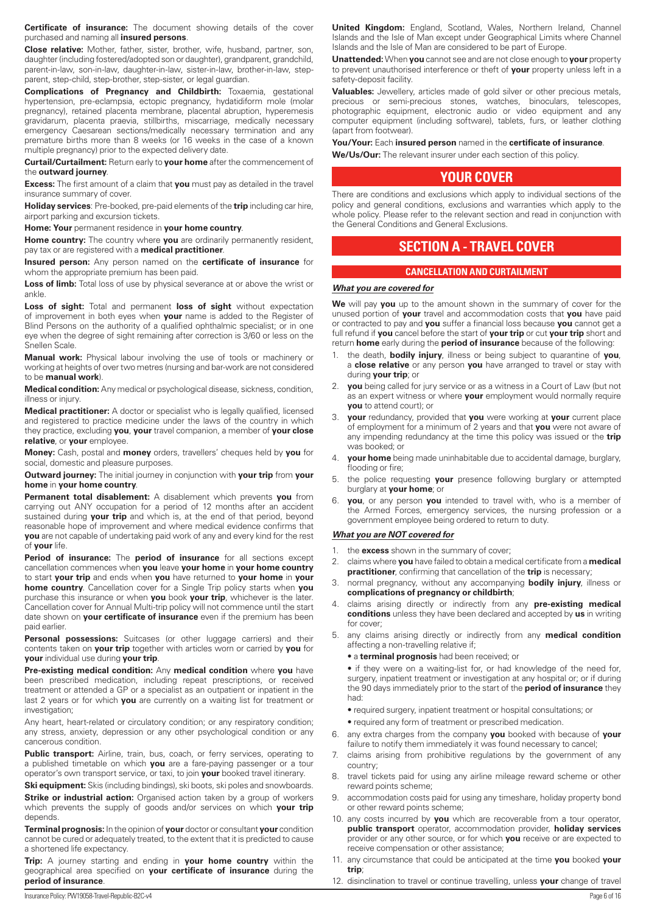**Certificate of insurance:** The document showing details of the cover purchased and naming all **insured persons**.

**Close relative:** Mother, father, sister, brother, wife, husband, partner, son, daughter (including fostered/adopted son or daughter), grandparent, grandchild, parent-in-law, son-in-law, daughter-in-law, sister-in-law, brother-in-law, step-parent, step-child, step-brother, step-sister, or legal guardian.

**Complications of Pregnancy and Childbirth:** Toxaemia, gestational hypertension, pre-eclampsia, ectopic pregnancy, hydatidiform mole (molar pregnancy), retained placenta membrane, placental abruption, hyperemesis gravidarum, placenta praevia, stillbirths, miscarriage, medically necessary emergency Caesarean sections/medically necessary termination and any premature births more than 8 weeks (or 16 weeks in the case of a known multiple pregnancy) prior to the expected delivery date.

**Curtail/Curtailment:** Return early to **your home** after the commencement of the **outward journey**.

**Excess:** The first amount of a claim that **you** must pay as detailed in the travel insurance summary of cover.

**Holiday services**: Pre-booked, pre-paid elements of the **trip** including car hire, airport parking and excursion tickets.

**Home: Your** permanent residence in **your home country**.

**Home country:** The country where **you** are ordinarily permanently resident, pay tax or are registered with a **medical practitioner**.

**Insured person:** Any person named on the **certificate of insurance** for whom the appropriate premium has been paid.

**Loss of limb:** Total loss of use by physical severance at or above the wrist or ankle.

**Loss of sight:** Total and permanent **loss of sight** without expectation of improvement in both eyes when **your** name is added to the Register of Blind Persons on the authority of a qualified ophthalmic specialist; or in one eye when the degree of sight remaining after correction is 3/60 or less on the Snellen Scale.

**Manual work:** Physical labour involving the use of tools or machinery or working at heights of over two metres (nursing and bar-work are not considered to be **manual work**).

**Medical condition:** Any medical or psychological disease, sickness, condition, illness or injury.

**Medical practitioner:** A doctor or specialist who is legally qualified, licensed and registered to practice medicine under the laws of the country in which they practice, excluding **you**, **your** travel companion, a member of **your close relative**, or **your** employee.

**Money:** Cash, postal and **money** orders, travellers' cheques held by **you** for social, domestic and pleasure purposes.

**Outward journey:** The initial journey in conjunction with **your trip** from **your home** in **your home country**.

**Permanent total disablement:** A disablement which prevents **you** from carrying out ANY occupation for a period of 12 months after an accident sustained during **your trip** and which is, at the end of that period, beyond reasonable hope of improvement and where medical evidence confirms that **you** are not capable of undertaking paid work of any and every kind for the rest of **your** life.

**Period of insurance:** The **period of insurance** for all sections except cancellation commences when **you** leave **your home** in **your home country** to start **your trip** and ends when **you** have returned to **your home** in **your home country**. Cancellation cover for a Single Trip policy starts when **you** purchase this insurance or when **you** book **your trip**, whichever is the later. Cancellation cover for Annual Multi-trip policy will not commence until the start date shown on **your certificate of insurance** even if the premium has been paid earlier.

**Personal possessions:** Suitcases (or other luggage carriers) and their contents taken on **your trip** together with articles worn or carried by **you** for **your** individual use during **your trip**.

**Pre-existing medical condition:** Any **medical condition** where **you** have been prescribed medication, including repeat prescriptions, or received treatment or attended a GP or a specialist as an outpatient or inpatient in the last 2 years or for which **you** are currently on a waiting list for treatment or investigation;

Any heart, heart-related or circulatory condition; or any respiratory condition; any stress, anxiety, depression or any other psychological condition or any cancerous condition.

**Public transport:** Airline, train, bus, coach, or ferry services, operating to a published timetable on which **you** are a fare-paying passenger or a tour operator's own transport service, or taxi, to join **your** booked travel itinerary.

**Ski equipment:** Skis (including bindings), ski boots, ski poles and snowboards.

**Strike or industrial action:** Organised action taken by a group of workers which prevents the supply of goods and/or services on which **your trip** depends.

**Terminal prognosis:** In the opinion of **your** doctor or consultant **your** condition cannot be cured or adequately treated, to the extent that it is predicted to cause a shortened life expectancy.

**Trip:** A journey starting and ending in **your home country** within the geographical area specified on **your certificate of insurance** during the **period of insurance**.

**United Kingdom:** England, Scotland, Wales, Northern Ireland, Channel Islands and the Isle of Man except under Geographical Limits where Channel Islands and the Isle of Man are considered to be part of Europe.

**Unattended:** When **you** cannot see and are not close enough to **your** property to prevent unauthorised interference or theft of **your** property unless left in a safety-deposit facility.

**Valuables:** Jewellery, articles made of gold silver or other precious metals, precious or semi-precious stones, watches, binoculars, telescopes, photographic equipment, electronic audio or video equipment and any computer equipment (including software), tablets, furs, or leather clothing (apart from footwear).

**You/Your:** Each **insured person** named in the **certificate of insurance**.

**We/Us/Our:** The relevant insurer under each section of this policy.

# YOUR COVER

There are conditions and exclusions which apply to individual sections of the policy and general conditions, exclusions and warranties which apply to the whole policy. Please refer to the relevant section and read in conjunction with the General Conditions and General Exclusions.

# SECTION A - TRAVEL COVER

## CANCELLATION AND CURTAILMENT

### *What you are covered for*

**We** will pay **you** up to the amount shown in the summary of cover for the unused portion of **your** travel and accommodation costs that **you** have paid or contracted to pay and **you** suffer a financial loss because **you** cannot get a full refund if **you** cancel before the start of **your trip** or cut **your trip** short and return **home** early during the **period of insurance** because of the following:

1. the death, **bodily injury**, illness or being subject to quarantine of **you**, a **close relative** or any person **you** have arranged to travel or stay with during **your trip**; or
2. **you** being called for jury service or as a witness in a Court of Law (but not as an expert witness or where **your** employment would normally require **you** to attend court); or
3. **your** redundancy, provided that **you** were working at **your** current place of employment for a minimum of 2 years and that **you** were not aware of any impending redundancy at the time this policy was issued or the **trip** was booked; or
4. **your home** being made uninhabitable due to accidental damage, burglary, flooding or fire;
5. the police requesting **your** presence following burglary or attempted burglary at **your home**; or
6. **you**, or any person **you** intended to travel with, who is a member of the Armed Forces, emergency services, the nursing profession or a government employee being ordered to return to duty.

### *What you are NOT covered for*

1. the **excess** shown in the summary of cover;
2. claims where **you** have failed to obtain a medical certificate from a **medical practitioner**, confirming that cancellation of the **trip** is necessary;
3. normal pregnancy, without any accompanying **bodily injury**, illness or **complications of pregnancy or childbirth**;
4. claims arising directly or indirectly from any **pre-existing medical conditions** unless they have been declared and accepted by **us** in writing for cover;
5. any claims arising directly or indirectly from any **medical condition** affecting a non-travelling relative if;
   - a **terminal prognosis** had been received; or
   - if they were on a waiting-list for, or had knowledge of the need for, surgery, inpatient treatment or investigation at any hospital or; or if during the 90 days immediately prior to the start of the **period of insurance** they had:
   - required surgery, inpatient treatment or hospital consultations; or
   - required any form of treatment or prescribed medication.
6. any extra charges from the company **you** booked with because of **your** failure to notify them immediately it was found necessary to cancel;
7. claims arising from prohibitive regulations by the government of any country;
8. travel tickets paid for using any airline mileage reward scheme or other reward points scheme;
9. accommodation costs paid for using any timeshare, holiday property bond or other reward points scheme;
10. any costs incurred by **you** which are recoverable from a tour operator, **public transport** operator, accommodation provider, **holiday services** provider or any other source, or for which **you** receive or are expected to receive compensation or other assistance;
11. any circumstance that could be anticipated at the time **you** booked **your trip**;
12. disinclination to travel or continue travelling, unless **your** change of travel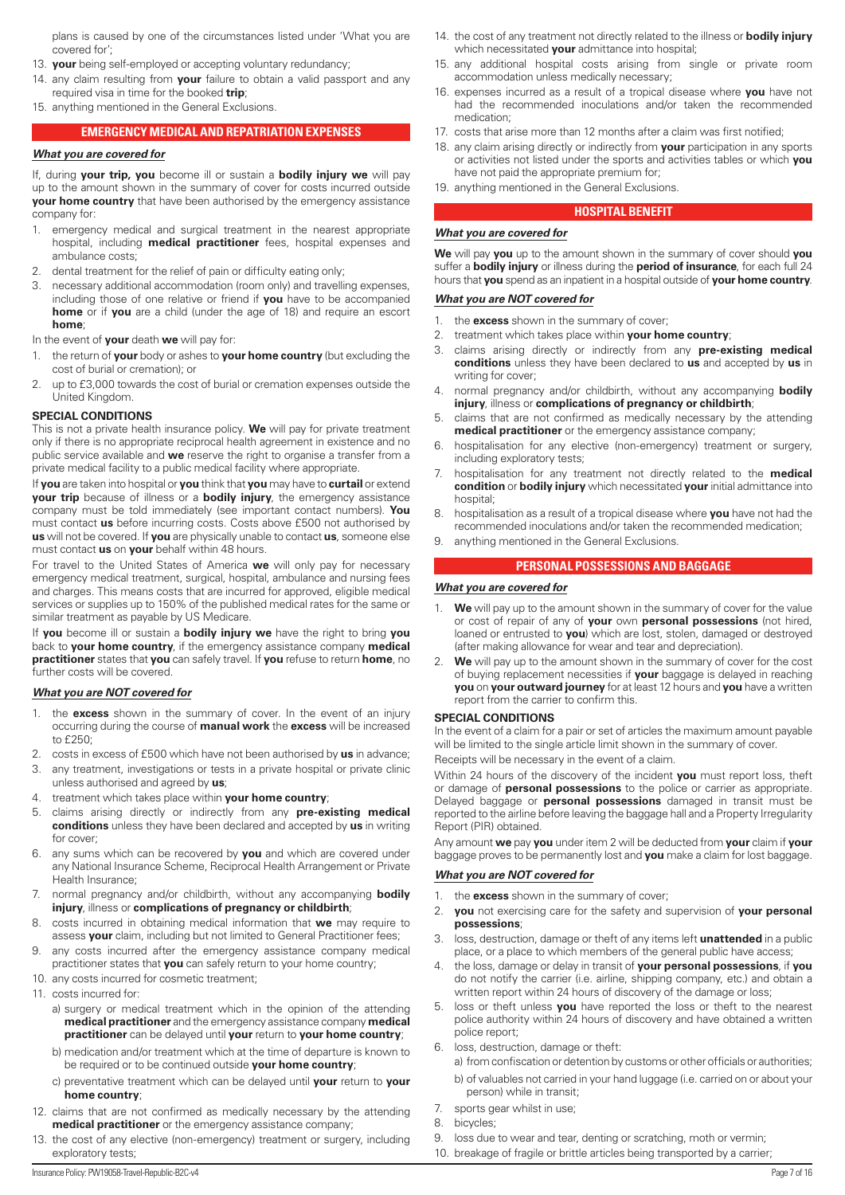plans is caused by one of the circumstances listed under 'What you are covered for';

13. **your** being self-employed or accepting voluntary redundancy;
14. any claim resulting from **your** failure to obtain a valid passport and any required visa in time for the booked **trip**;
15. anything mentioned in the General Exclusions.

## EMERGENCY MEDICAL AND REPATRIATION EXPENSES

### *What you are covered for*

If, during **your trip, you** become ill or sustain a **bodily injury we** will pay up to the amount shown in the summary of cover for costs incurred outside **your home country** that have been authorised by the emergency assistance company for:

1. emergency medical and surgical treatment in the nearest appropriate hospital, including **medical practitioner** fees, hospital expenses and ambulance costs;
2. dental treatment for the relief of pain or difficulty eating only;
3. necessary additional accommodation (room only) and travelling expenses, including those of one relative or friend if **you** have to be accompanied **home** or if **you** are a child (under the age of 18) and require an escort **home**;

In the event of **your** death **we** will pay for:

1. the return of **your** body or ashes to **your home country** (but excluding the cost of burial or cremation); or
2. up to £3,000 towards the cost of burial or cremation expenses outside the United Kingdom.

**SPECIAL CONDITIONS**

This is not a private health insurance policy. **We** will pay for private treatment only if there is no appropriate reciprocal health agreement in existence and no public service available and **we** reserve the right to organise a transfer from a private medical facility to a public medical facility where appropriate.

If **you** are taken into hospital or **you** think that **you** may have to **curtail** or extend **your trip** because of illness or a **bodily injury**, the emergency assistance company must be told immediately (see important contact numbers). **You** must contact **us** before incurring costs. Costs above £500 not authorised by **us** will not be covered. If **you** are physically unable to contact **us**, someone else must contact **us** on **your** behalf within 48 hours.

For travel to the United States of America **we** will only pay for necessary emergency medical treatment, surgical, hospital, ambulance and nursing fees and charges. This means costs that are incurred for approved, eligible medical services or supplies up to 150% of the published medical rates for the same or similar treatment as payable by US Medicare.

If **you** become ill or sustain a **bodily injury we** have the right to bring **you** back to **your home country**, if the emergency assistance company **medical practitioner** states that **you** can safely travel. If **you** refuse to return **home**, no further costs will be covered.

### *What you are NOT covered for*

1. the **excess** shown in the summary of cover. In the event of an injury occurring during the course of **manual work** the **excess** will be increased to £250;
2. costs in excess of £500 which have not been authorised by **us** in advance;
3. any treatment, investigations or tests in a private hospital or private clinic unless authorised and agreed by **us**;
4. treatment which takes place within **your home country**;
5. claims arising directly or indirectly from any **pre-existing medical conditions** unless they have been declared and accepted by **us** in writing for cover;
6. any sums which can be recovered by **you** and which are covered under any National Insurance Scheme, Reciprocal Health Arrangement or Private Health Insurance;
7. normal pregnancy and/or childbirth, without any accompanying **bodily injury**, illness or **complications of pregnancy or childbirth**;
8. costs incurred in obtaining medical information that **we** may require to assess **your** claim, including but not limited to General Practitioner fees;
9. any costs incurred after the emergency assistance company medical practitioner states that **you** can safely return to your home country;
10. any costs incurred for cosmetic treatment;
11. costs incurred for:
    a) surgery or medical treatment which in the opinion of the attending **medical practitioner** and the emergency assistance company **medical practitioner** can be delayed until **your** return to **your home country**;
    b) medication and/or treatment which at the time of departure is known to be required or to be continued outside **your home country**;
    c) preventative treatment which can be delayed until **your** return to **your home country**;
12. claims that are not confirmed as medically necessary by the attending **medical practitioner** or the emergency assistance company;
13. the cost of any elective (non-emergency) treatment or surgery, including exploratory tests;
14. the cost of any treatment not directly related to the illness or **bodily injury** which necessitated **your** admittance into hospital;
15. any additional hospital costs arising from single or private room accommodation unless medically necessary;
16. expenses incurred as a result of a tropical disease where **you** have not had the recommended inoculations and/or taken the recommended medication;
17. costs that arise more than 12 months after a claim was first notified;
18. any claim arising directly or indirectly from **your** participation in any sports or activities not listed under the sports and activities tables or which **you** have not paid the appropriate premium for;
19. anything mentioned in the General Exclusions.

## HOSPITAL BENEFIT

### *What you are covered for*

**We** will pay **you** up to the amount shown in the summary of cover should **you** suffer a **bodily injury** or illness during the **period of insurance**, for each full 24 hours that **you** spend as an inpatient in a hospital outside of **your home country**.

### *What you are NOT covered for*

1. the **excess** shown in the summary of cover;
2. treatment which takes place within **your home country**;
3. claims arising directly or indirectly from any **pre-existing medical conditions** unless they have been declared to **us** and accepted by **us** in writing for cover;
4. normal pregnancy and/or childbirth, without any accompanying **bodily injury**, illness or **complications of pregnancy or childbirth**;
5. claims that are not confirmed as medically necessary by the attending **medical practitioner** or the emergency assistance company;
6. hospitalisation for any elective (non-emergency) treatment or surgery, including exploratory tests;
7. hospitalisation for any treatment not directly related to the **medical condition** or **bodily injury** which necessitated **your** initial admittance into hospital;
8. hospitalisation as a result of a tropical disease where **you** have not had the recommended inoculations and/or taken the recommended medication;
9. anything mentioned in the General Exclusions.

## PERSONAL POSSESSIONS AND BAGGAGE

### *What you are covered for*

1. **We** will pay up to the amount shown in the summary of cover for the value or cost of repair of any of **your** own **personal possessions** (not hired, loaned or entrusted to **you**) which are lost, stolen, damaged or destroyed (after making allowance for wear and tear and depreciation).
2. **We** will pay up to the amount shown in the summary of cover for the cost of buying replacement necessities if **your** baggage is delayed in reaching **you** on **your outward journey** for at least 12 hours and **you** have a written report from the carrier to confirm this.

**SPECIAL CONDITIONS**

In the event of a claim for a pair or set of articles the maximum amount payable will be limited to the single article limit shown in the summary of cover.

Receipts will be necessary in the event of a claim.

Within 24 hours of the discovery of the incident **you** must report loss, theft or damage of **personal possessions** to the police or carrier as appropriate. Delayed baggage or **personal possessions** damaged in transit must be reported to the airline before leaving the baggage hall and a Property Irregularity Report (PIR) obtained.

Any amount **we** pay **you** under item 2 will be deducted from **your** claim if **your** baggage proves to be permanently lost and **you** make a claim for lost baggage.

### *What you are NOT covered for*

1. the **excess** shown in the summary of cover;
2. **you** not exercising care for the safety and supervision of **your personal possessions**;
3. loss, destruction, damage or theft of any items left **unattended** in a public place, or a place to which members of the general public have access;
4. the loss, damage or delay in transit of **your personal possessions**, if **you** do not notify the carrier (i.e. airline, shipping company, etc.) and obtain a written report within 24 hours of discovery of the damage or loss;
5. loss or theft unless **you** have reported the loss or theft to the nearest police authority within 24 hours of discovery and have obtained a written police report;
6. loss, destruction, damage or theft:
    a) from confiscation or detention by customs or other officials or authorities;
    b) of valuables not carried in your hand luggage (i.e. carried on or about your person) while in transit;
7. sports gear whilst in use;
8. bicycles;
9. loss due to wear and tear, denting or scratching, moth or vermin;
10. breakage of fragile or brittle articles being transported by a carrier;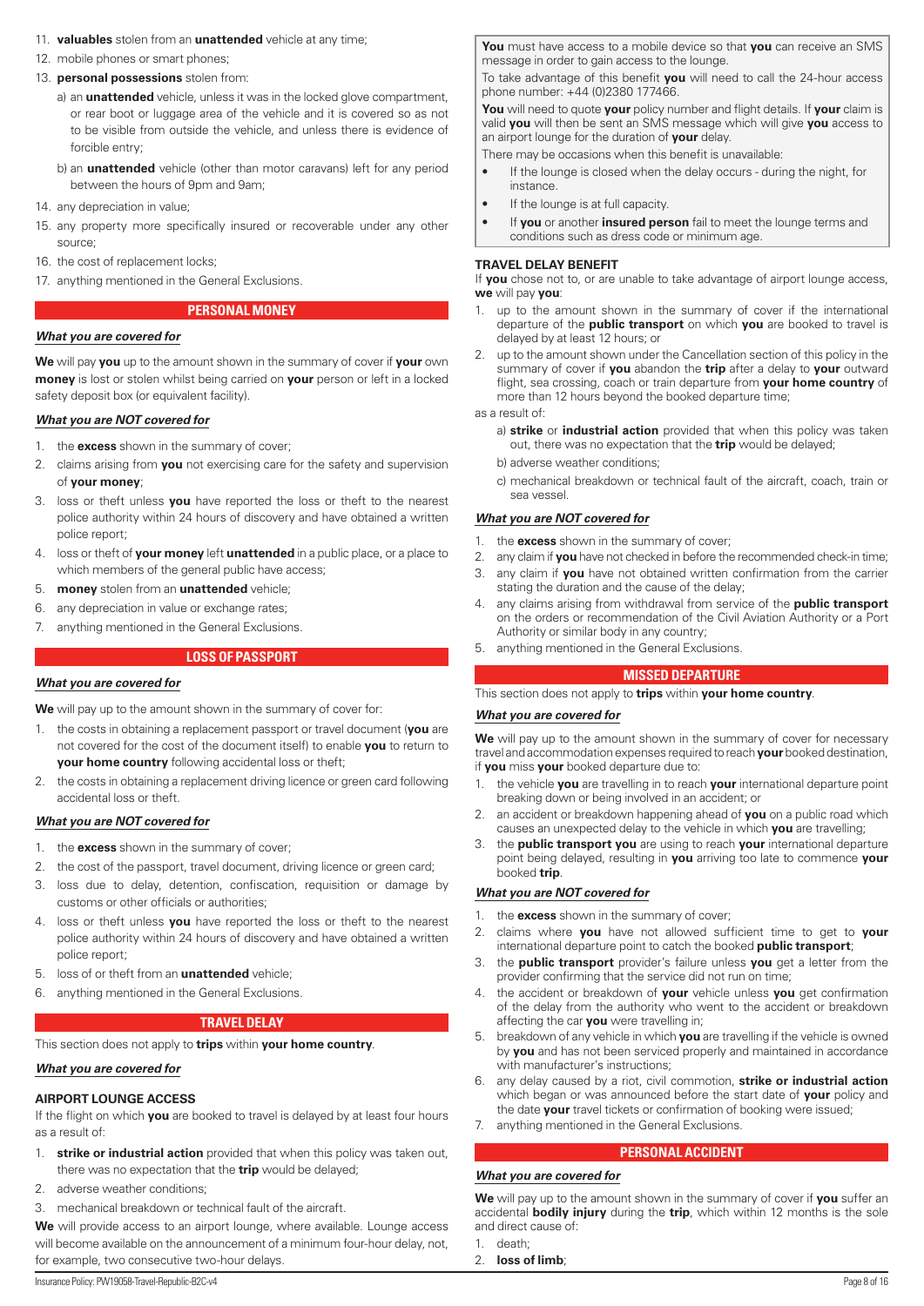11. **valuables** stolen from an **unattended** vehicle at any time;
12. mobile phones or smart phones;
13. **personal possessions** stolen from:
    a) an **unattended** vehicle, unless it was in the locked glove compartment, or rear boot or luggage area of the vehicle and it is covered so as not to be visible from outside the vehicle, and unless there is evidence of forcible entry;
    b) an **unattended** vehicle (other than motor caravans) left for any period between the hours of 9pm and 9am;
14. any depreciation in value;
15. any property more specifically insured or recoverable under any other source;
16. the cost of replacement locks;
17. anything mentioned in the General Exclusions.

## PERSONAL MONEY

***What you are covered for***

**We** will pay **you** up to the amount shown in the summary of cover if **your** own **money** is lost or stolen whilst being carried on **your** person or left in a locked safety deposit box (or equivalent facility).

***What you are NOT covered for***

1. the **excess** shown in the summary of cover;
2. claims arising from **you** not exercising care for the safety and supervision of **your money**;
3. loss or theft unless **you** have reported the loss or theft to the nearest police authority within 24 hours of discovery and have obtained a written police report;
4. loss or theft of **your money** left **unattended** in a public place, or a place to which members of the general public have access;
5. **money** stolen from an **unattended** vehicle;
6. any depreciation in value or exchange rates;
7. anything mentioned in the General Exclusions.

## LOSS OF PASSPORT

***What you are covered for***

**We** will pay up to the amount shown in the summary of cover for:

1. the costs in obtaining a replacement passport or travel document (**you** are not covered for the cost of the document itself) to enable **you** to return to **your home country** following accidental loss or theft;
2. the costs in obtaining a replacement driving licence or green card following accidental loss or theft.

***What you are NOT covered for***

1. the **excess** shown in the summary of cover;
2. the cost of the passport, travel document, driving licence or green card;
3. loss due to delay, detention, confiscation, requisition or damage by customs or other officials or authorities;
4. loss or theft unless **you** have reported the loss or theft to the nearest police authority within 24 hours of discovery and have obtained a written police report;
5. loss of or theft from an **unattended** vehicle;
6. anything mentioned in the General Exclusions.

## TRAVEL DELAY

This section does not apply to **trips** within **your home country**.

***What you are covered for***

### AIRPORT LOUNGE ACCESS

If the flight on which **you** are booked to travel is delayed by at least four hours as a result of:

1. **strike or industrial action** provided that when this policy was taken out, there was no expectation that the **trip** would be delayed;
2. adverse weather conditions;
3. mechanical breakdown or technical fault of the aircraft.

**We** will provide access to an airport lounge, where available. Lounge access will become available on the announcement of a minimum four-hour delay, not, for example, two consecutive two-hour delays.

**You** must have access to a mobile device so that **you** can receive an SMS message in order to gain access to the lounge.

To take advantage of this benefit **you** will need to call the 24-hour access phone number: +44 (0)2380 177466.

**You** will need to quote **your** policy number and flight details. If **your** claim is valid **you** will then be sent an SMS message which will give **you** access to an airport lounge for the duration of **your** delay.

There may be occasions when this benefit is unavailable:

- If the lounge is closed when the delay occurs - during the night, for instance.
- If the lounge is at full capacity.
- If **you** or another **insured person** fail to meet the lounge terms and conditions such as dress code or minimum age.

### TRAVEL DELAY BENEFIT

If **you** chose not to, or are unable to take advantage of airport lounge access, **we** will pay **you**:

1. up to the amount shown in the summary of cover if the international departure of the **public transport** on which **you** are booked to travel is delayed by at least 12 hours; or
2. up to the amount shown under the Cancellation section of this policy in the summary of cover if **you** abandon the **trip** after a delay to **your** outward flight, sea crossing, coach or train departure from **your home country** of more than 12 hours beyond the booked departure time;

as a result of:

a) **strike** or **industrial action** provided that when this policy was taken out, there was no expectation that the **trip** would be delayed;
b) adverse weather conditions;
c) mechanical breakdown or technical fault of the aircraft, coach, train or sea vessel.

***What you are NOT covered for***

1. the **excess** shown in the summary of cover;
2. any claim if **you** have not checked in before the recommended check-in time;
3. any claim if **you** have not obtained written confirmation from the carrier stating the duration and the cause of the delay;
4. any claims arising from withdrawal from service of the **public transport** on the orders or recommendation of the Civil Aviation Authority or a Port Authority or similar body in any country;
5. anything mentioned in the General Exclusions.

## MISSED DEPARTURE

This section does not apply to **trips** within **your home country**.

***What you are covered for***

**We** will pay up to the amount shown in the summary of cover for necessary travel and accommodation expenses required to reach **your** booked destination, if **you** miss **your** booked departure due to:

1. the vehicle **you** are travelling in to reach **your** international departure point breaking down or being involved in an accident; or
2. an accident or breakdown happening ahead of **you** on a public road which causes an unexpected delay to the vehicle in which **you** are travelling;
3. the **public transport you** are using to reach **your** international departure point being delayed, resulting in **you** arriving too late to commence **your** booked **trip**.

***What you are NOT covered for***

1. the **excess** shown in the summary of cover;
2. claims where **you** have not allowed sufficient time to get to **your** international departure point to catch the booked **public transport**;
3. the **public transport** provider's failure unless **you** get a letter from the provider confirming that the service did not run on time;
4. the accident or breakdown of **your** vehicle unless **you** get confirmation of the delay from the authority who went to the accident or breakdown affecting the car **you** were travelling in;
5. breakdown of any vehicle in which **you** are travelling if the vehicle is owned by **you** and has not been serviced properly and maintained in accordance with manufacturer's instructions;
6. any delay caused by a riot, civil commotion, **strike or industrial action** which began or was announced before the start date of **your** policy and the date **your** travel tickets or confirmation of booking were issued;
7. anything mentioned in the General Exclusions.

## PERSONAL ACCIDENT

***What you are covered for***

**We** will pay up to the amount shown in the summary of cover if **you** suffer an accidental **bodily injury** during the **trip**, which within 12 months is the sole and direct cause of:

1. death;
2. **loss of limb**;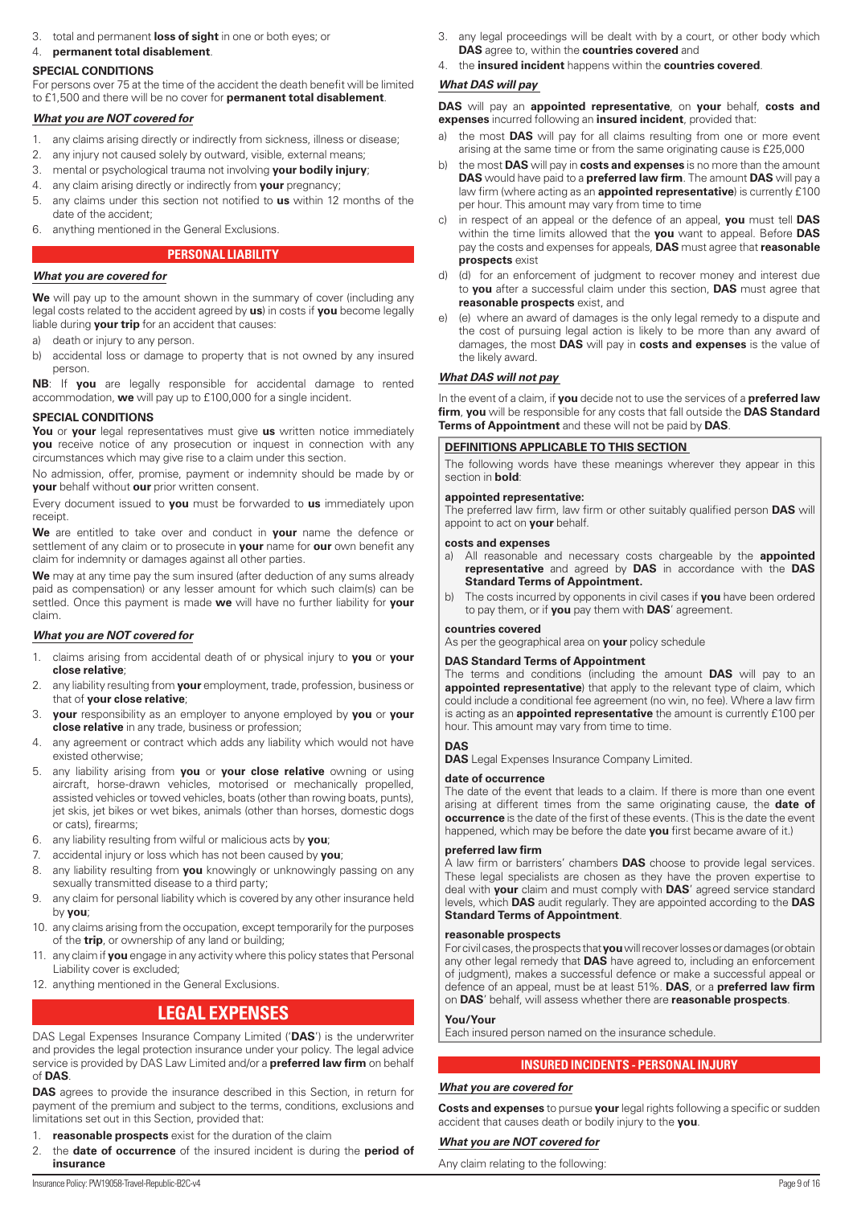3. total and permanent **loss of sight** in one or both eyes; or
4. **permanent total disablement**.

**SPECIAL CONDITIONS**

For persons over 75 at the time of the accident the death benefit will be limited to £1,500 and there will be no cover for **permanent total disablement**.

***What you are NOT covered for***

1. any claims arising directly or indirectly from sickness, illness or disease;
2. any injury not caused solely by outward, visible, external means;
3. mental or psychological trauma not involving **your bodily injury**;
4. any claim arising directly or indirectly from **your** pregnancy;
5. any claims under this section not notified to **us** within 12 months of the date of the accident;
6. anything mentioned in the General Exclusions.

## PERSONAL LIABILITY

***What you are covered for***

**We** will pay up to the amount shown in the summary of cover (including any legal costs related to the accident agreed by **us**) in costs if **you** become legally liable during **your trip** for an accident that causes:

a) death or injury to any person.
b) accidental loss or damage to property that is not owned by any insured person.

**NB**: If **you** are legally responsible for accidental damage to rented accommodation, **we** will pay up to £100,000 for a single incident.

**SPECIAL CONDITIONS**

**You** or **your** legal representatives must give **us** written notice immediately **you** receive notice of any prosecution or inquest in connection with any circumstances which may give rise to a claim under this section.

No admission, offer, promise, payment or indemnity should be made by or **your** behalf without **our** prior written consent.

Every document issued to **you** must be forwarded to **us** immediately upon receipt.

**We** are entitled to take over and conduct in **your** name the defence or settlement of any claim or to prosecute in **your** name for **our** own benefit any claim for indemnity or damages against all other parties.

**We** may at any time pay the sum insured (after deduction of any sums already paid as compensation) or any lesser amount for which such claim(s) can be settled. Once this payment is made **we** will have no further liability for **your** claim.

***What you are NOT covered for***

1. claims arising from accidental death of or physical injury to **you** or **your close relative**;
2. any liability resulting from **your** employment, trade, profession, business or that of **your close relative**;
3. **your** responsibility as an employer to anyone employed by **you** or **your close relative** in any trade, business or profession;
4. any agreement or contract which adds any liability which would not have existed otherwise;
5. any liability arising from **you** or **your close relative** owning or using aircraft, horse-drawn vehicles, motorised or mechanically propelled, assisted vehicles or towed vehicles, boats (other than rowing boats, punts), jet skis, jet bikes or wet bikes, animals (other than horses, domestic dogs or cats), firearms;
6. any liability resulting from wilful or malicious acts by **you**;
7. accidental injury or loss which has not been caused by **you**;
8. any liability resulting from **you** knowingly or unknowingly passing on any sexually transmitted disease to a third party;
9. any claim for personal liability which is covered by any other insurance held by **you**;
10. any claims arising from the occupation, except temporarily for the purposes of the **trip**, or ownership of any land or building;
11. any claim if **you** engage in any activity where this policy states that Personal Liability cover is excluded;
12. anything mentioned in the General Exclusions.

# LEGAL EXPENSES

DAS Legal Expenses Insurance Company Limited ('**DAS**') is the underwriter and provides the legal protection insurance under your policy. The legal advice service is provided by DAS Law Limited and/or a **preferred law firm** on behalf of **DAS**.

**DAS** agrees to provide the insurance described in this Section, in return for payment of the premium and subject to the terms, conditions, exclusions and limitations set out in this Section, provided that:

1. **reasonable prospects** exist for the duration of the claim
2. the **date of occurrence** of the insured incident is during the **period of insurance**
3. any legal proceedings will be dealt with by a court, or other body which **DAS** agree to, within the **countries covered** and
4. the **insured incident** happens within the **countries covered**.

***What DAS will pay***

**DAS** will pay an **appointed representative**, on **your** behalf, **costs and expenses** incurred following an **insured incident**, provided that:

a) the most **DAS** will pay for all claims resulting from one or more event arising at the same time or from the same originating cause is £25,000
b) the most **DAS** will pay in **costs and expenses** is no more than the amount **DAS** would have paid to a **preferred law firm**. The amount **DAS** will pay a law firm (where acting as an **appointed representative**) is currently £100 per hour. This amount may vary from time to time
c) in respect of an appeal or the defence of an appeal, **you** must tell **DAS** within the time limits allowed that the **you** want to appeal. Before **DAS** pay the costs and expenses for appeals, **DAS** must agree that **reasonable prospects** exist
d) (d) for an enforcement of judgment to recover money and interest due to **you** after a successful claim under this section, **DAS** must agree that **reasonable prospects** exist, and
e) (e) where an award of damages is the only legal remedy to a dispute and the cost of pursuing legal action is likely to be more than any award of damages, the most **DAS** will pay in **costs and expenses** is the value of the likely award.

***What DAS will not pay***

In the event of a claim, if **you** decide not to use the services of a **preferred law firm**, **you** will be responsible for any costs that fall outside the **DAS Standard Terms of Appointment** and these will not be paid by **DAS**.

**DEFINITIONS APPLICABLE TO THIS SECTION**

The following words have these meanings wherever they appear in this section in **bold**:

**appointed representative:**
The preferred law firm, law firm or other suitably qualified person **DAS** will appoint to act on **your** behalf.

**costs and expenses**
a) All reasonable and necessary costs chargeable by the **appointed representative** and agreed by **DAS** in accordance with the **DAS Standard Terms of Appointment.**
b) The costs incurred by opponents in civil cases if **you** have been ordered to pay them, or if **you** pay them with **DAS**' agreement.

**countries covered**
As per the geographical area on **your** policy schedule

**DAS Standard Terms of Appointment**
The terms and conditions (including the amount **DAS** will pay to an **appointed representative**) that apply to the relevant type of claim, which could include a conditional fee agreement (no win, no fee). Where a law firm is acting as an **appointed representative** the amount is currently £100 per hour. This amount may vary from time to time.

**DAS**
**DAS** Legal Expenses Insurance Company Limited.

**date of occurrence**
The date of the event that leads to a claim. If there is more than one event arising at different times from the same originating cause, the **date of occurrence** is the date of the first of these events. (This is the date the event happened, which may be before the date **you** first became aware of it.)

**preferred law firm**
A law firm or barristers' chambers **DAS** choose to provide legal services. These legal specialists are chosen as they have the proven expertise to deal with **your** claim and must comply with **DAS**' agreed service standard levels, which **DAS** audit regularly. They are appointed according to the **DAS Standard Terms of Appointment**.

**reasonable prospects**
For civil cases, the prospects that **you** will recover losses or damages (or obtain any other legal remedy that **DAS** have agreed to, including an enforcement of judgment), makes a successful defence or make a successful appeal or defence of an appeal, must be at least 51%. **DAS**, or a **preferred law firm** on **DAS**' behalf, will assess whether there are **reasonable prospects**.

**You/Your**
Each insured person named on the insurance schedule.

## INSURED INCIDENTS - PERSONAL INJURY

***What you are covered for***

**Costs and expenses** to pursue **your** legal rights following a specific or sudden accident that causes death or bodily injury to the **you**.

***What you are NOT covered for***

Any claim relating to the following: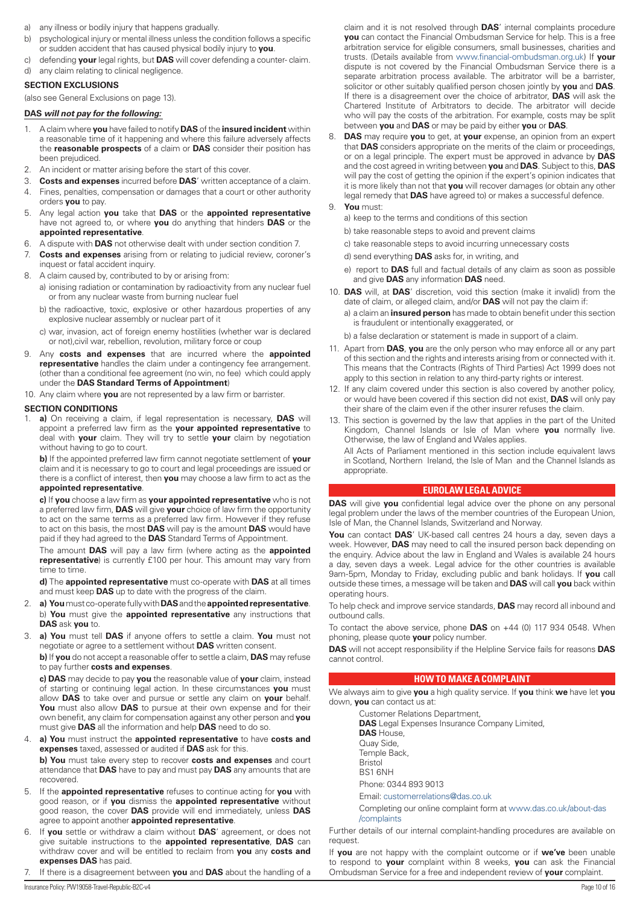a) any illness or bodily injury that happens gradually.
b) psychological injury or mental illness unless the condition follows a specific or sudden accident that has caused physical bodily injury to **you**.
c) defending **your** legal rights, but **DAS** will cover defending a counter- claim.
d) any claim relating to clinical negligence.

### SECTION EXCLUSIONS

(also see General Exclusions on page 13).

***DAS will not pay for the following:***

1. A claim where **you** have failed to notify **DAS** of the **insured incident** within a reasonable time of it happening and where this failure adversely affects the **reasonable prospects** of a claim or **DAS** consider their position has been prejudiced.
2. An incident or matter arising before the start of this cover.
3. **Costs and expenses** incurred before **DAS**' written acceptance of a claim.
4. Fines, penalties, compensation or damages that a court or other authority orders **you** to pay.
5. Any legal action **you** take that **DAS** or the **appointed representative** have not agreed to, or where **you** do anything that hinders **DAS** or the **appointed representative**.
6. A dispute with **DAS** not otherwise dealt with under section condition 7.
7. **Costs and expenses** arising from or relating to judicial review, coroner's inquest or fatal accident inquiry.
8. A claim caused by, contributed to by or arising from:
   a) ionising radiation or contamination by radioactivity from any nuclear fuel or from any nuclear waste from burning nuclear fuel
   b) the radioactive, toxic, explosive or other hazardous properties of any explosive nuclear assembly or nuclear part of it
   c) war, invasion, act of foreign enemy hostilities (whether war is declared or not),civil war, rebellion, revolution, military force or coup
9. Any **costs and expenses** that are incurred where the **appointed representative** handles the claim under a contingency fee arrangement. (other than a conditional fee agreement (no win, no fee) which could apply under the **DAS Standard Terms of Appointment**)
10. Any claim where **you** are not represented by a law firm or barrister.

### SECTION CONDITIONS

1. **a)** On receiving a claim, if legal representation is necessary, **DAS** will appoint a preferred law firm as the **your appointed representative** to deal with **your** claim. They will try to settle **your** claim by negotiation without having to go to court.

   **b)** If the appointed preferred law firm cannot negotiate settlement of **your** claim and it is necessary to go to court and legal proceedings are issued or there is a conflict of interest, then **you** may choose a law firm to act as the **appointed representative**.

   **c)** If **you** choose a law firm as **your appointed representative** who is not a preferred law firm, **DAS** will give **your** choice of law firm the opportunity to act on the same terms as a preferred law firm. However if they refuse to act on this basis, the most **DAS** will pay is the amount **DAS** would have paid if they had agreed to the **DAS** Standard Terms of Appointment.

   The amount **DAS** will pay a law firm (where acting as the **appointed representative**) is currently £100 per hour. This amount may vary from time to time.

   **d)** The **appointed representative** must co-operate with **DAS** at all times and must keep **DAS** up to date with the progress of the claim.
2. **a) You** must co-operate fully with **DAS** and the **appointed representative**.
   b) **You** must give the **appointed representative** any instructions that **DAS** ask **you** to.
3. **a) You** must tell **DAS** if anyone offers to settle a claim. **You** must not negotiate or agree to a settlement without **DAS** written consent.

   **b)** If **you** do not accept a reasonable offer to settle a claim, **DAS** may refuse to pay further **costs and expenses**.

   **c) DAS** may decide to pay **you** the reasonable value of **your** claim, instead of starting or continuing legal action. In these circumstances **you** must allow **DAS** to take over and pursue or settle any claim on **your** behalf. **You** must also allow **DAS** to pursue at their own expense and for their own benefit, any claim for compensation against any other person and **you** must give **DAS** all the information and help **DAS** need to do so.
4. **a) You** must instruct the **appointed representative** to have **costs and expenses** taxed, assessed or audited if **DAS** ask for this.

   **b) You** must take every step to recover **costs and expenses** and court attendance that **DAS** have to pay and must pay **DAS** any amounts that are recovered.
5. If the **appointed representative** refuses to continue acting for **you** with good reason, or if **you** dismiss the **appointed representative** without good reason, the cover **DAS** provide will end immediately, unless **DAS** agree to appoint another **appointed representative**.
6. If **you** settle or withdraw a claim without **DAS**' agreement, or does not give suitable instructions to the **appointed representative**, **DAS** can withdraw cover and will be entitled to reclaim from **you** any **costs and expenses DAS** has paid.
7. If there is a disagreement between **you** and **DAS** about the handling of a claim and it is not resolved through **DAS**' internal complaints procedure **you** can contact the Financial Ombudsman Service for help. This is a free arbitration service for eligible consumers, small businesses, charities and trusts. (Details available from www.financial-ombudsman.org.uk) If **your** dispute is not covered by the Financial Ombudsman Service there is a separate arbitration process available. The arbitrator will be a barrister, solicitor or other suitably qualified person chosen jointly by **you** and **DAS**. If there is a disagreement over the choice of arbitrator, **DAS** will ask the Chartered Institute of Arbitrators to decide. The arbitrator will decide who will pay the costs of the arbitration. For example, costs may be split between **you** and **DAS** or may be paid by either **you** or **DAS**.
8. **DAS** may require **you** to get, at **your** expense, an opinion from an expert that **DAS** considers appropriate on the merits of the claim or proceedings, or on a legal principle. The expert must be approved in advance by **DAS** and the cost agreed in writing between **you** and **DAS**. Subject to this, **DAS** will pay the cost of getting the opinion if the expert's opinion indicates that it is more likely than not that **you** will recover damages (or obtain any other legal remedy that **DAS** have agreed to) or makes a successful defence.
9. **You** must:
   a) keep to the terms and conditions of this section
   b) take reasonable steps to avoid and prevent claims
   c) take reasonable steps to avoid incurring unnecessary costs
   d) send everything **DAS** asks for, in writing, and
   e) report to **DAS** full and factual details of any claim as soon as possible and give **DAS** any information **DAS** need.
10. **DAS** will, at **DAS**' discretion, void this section (make it invalid) from the date of claim, or alleged claim, and/or **DAS** will not pay the claim if:
    a) a claim an **insured person** has made to obtain benefit under this section is fraudulent or intentionally exaggerated, or
    b) a false declaration or statement is made in support of a claim.
11. Apart from **DAS**, **you** are the only person who may enforce all or any part of this section and the rights and interests arising from or connected with it. This means that the Contracts (Rights of Third Parties) Act 1999 does not apply to this section in relation to any third-party rights or interest.
12. If any claim covered under this section is also covered by another policy, or would have been covered if this section did not exist, **DAS** will only pay their share of the claim even if the other insurer refuses the claim.
13. This section is governed by the law that applies in the part of the United Kingdom, Channel Islands or Isle of Man where **you** normally live. Otherwise, the law of England and Wales applies.

    All Acts of Parliament mentioned in this section include equivalent laws in Scotland, Northern Ireland, the Isle of Man and the Channel Islands as appropriate.

## EUROLAW LEGAL ADVICE

**DAS** will give **you** confidential legal advice over the phone on any personal legal problem under the laws of the member countries of the European Union, Isle of Man, the Channel Islands, Switzerland and Norway.

**You** can contact **DAS**' UK-based call centres 24 hours a day, seven days a week. However, **DAS** may need to call the insured person back depending on the enquiry. Advice about the law in England and Wales is available 24 hours a day, seven days a week. Legal advice for the other countries is available 9am-5pm, Monday to Friday, excluding public and bank holidays. If **you** call outside these times, a message will be taken and **DAS** will call **you** back within operating hours.

To help check and improve service standards, **DAS** may record all inbound and outbound calls.

To contact the above service, phone **DAS** on +44 (0) 117 934 0548. When phoning, please quote **your** policy number.

**DAS** will not accept responsibility if the Helpline Service fails for reasons **DAS** cannot control.

## HOW TO MAKE A COMPLAINT

We always aim to give **you** a high quality service. If **you** think **we** have let **you** down, **you** can contact us at:

Customer Relations Department,
**DAS** Legal Expenses Insurance Company Limited,
**DAS** House,
Quay Side,
Temple Back,
Bristol
BS1 6NH

Phone: 0344 893 9013

Email: customerrelations@das.co.uk

Completing our online complaint form at www.das.co.uk/about-das/complaints

Further details of our internal complaint-handling procedures are available on request.

If **you** are not happy with the complaint outcome or if **we've** been unable to respond to **your** complaint within 8 weeks, **you** can ask the Financial Ombudsman Service for a free and independent review of **your** complaint.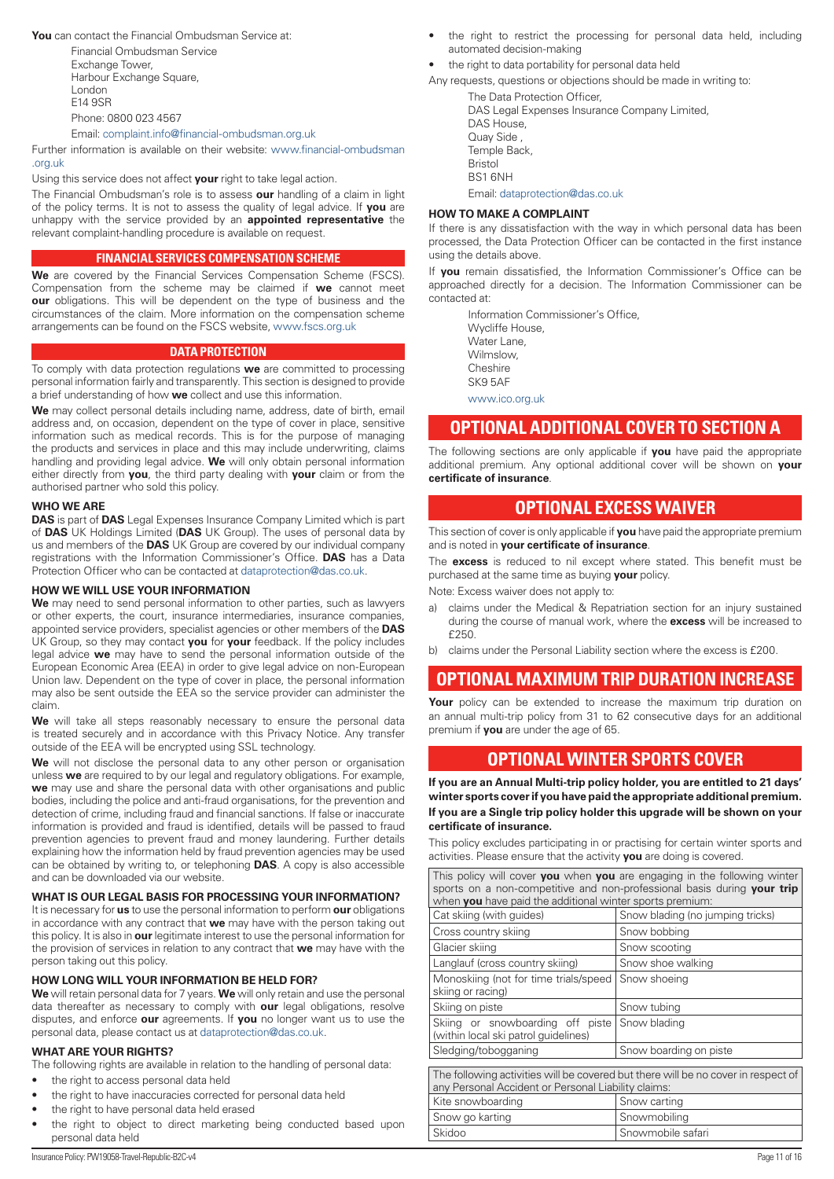**You** can contact the Financial Ombudsman Service at:

Financial Ombudsman Service
Exchange Tower,
Harbour Exchange Square,
London
E14 9SR
Phone: 0800 023 4567
Email: complaint.info@financial-ombudsman.org.uk

Further information is available on their website: www.financial-ombudsman.org.uk

Using this service does not affect **your** right to take legal action.

The Financial Ombudsman's role is to assess **our** handling of a claim in light of the policy terms. It is not to assess the quality of legal advice. If **you** are unhappy with the service provided by an **appointed representative** the relevant complaint-handling procedure is available on request.

## FINANCIAL SERVICES COMPENSATION SCHEME

**We** are covered by the Financial Services Compensation Scheme (FSCS). Compensation from the scheme may be claimed if **we** cannot meet **our** obligations. This will be dependent on the type of business and the circumstances of the claim. More information on the compensation scheme arrangements can be found on the FSCS website, www.fscs.org.uk

## DATA PROTECTION

To comply with data protection regulations **we** are committed to processing personal information fairly and transparently. This section is designed to provide a brief understanding of how **we** collect and use this information.

**We** may collect personal details including name, address, date of birth, email address and, on occasion, dependent on the type of cover in place, sensitive information such as medical records. This is for the purpose of managing the products and services in place and this may include underwriting, claims handling and providing legal advice. **We** will only obtain personal information either directly from **you**, the third party dealing with **your** claim or from the authorised partner who sold this policy.

### WHO WE ARE

**DAS** is part of **DAS** Legal Expenses Insurance Company Limited which is part of **DAS** UK Holdings Limited (**DAS** UK Group). The uses of personal data by us and members of the **DAS** UK Group are covered by our individual company registrations with the Information Commissioner's Office. **DAS** has a Data Protection Officer who can be contacted at dataprotection@das.co.uk.

### HOW WE WILL USE YOUR INFORMATION

**We** may need to send personal information to other parties, such as lawyers or other experts, the court, insurance intermediaries, insurance companies, appointed service providers, specialist agencies or other members of the **DAS** UK Group, so they may contact **you** for **your** feedback. If the policy includes legal advice **we** may have to send the personal information outside of the European Economic Area (EEA) in order to give legal advice on non-European Union law. Dependent on the type of cover in place, the personal information may also be sent outside the EEA so the service provider can administer the claim.

**We** will take all steps reasonably necessary to ensure the personal data is treated securely and in accordance with this Privacy Notice. Any transfer outside of the EEA will be encrypted using SSL technology.

**We** will not disclose the personal data to any other person or organisation unless **we** are required to by our legal and regulatory obligations. For example, **we** may use and share the personal data with other organisations and public bodies, including the police and anti-fraud organisations, for the prevention and detection of crime, including fraud and financial sanctions. If false or inaccurate information is provided and fraud is identified, details will be passed to fraud prevention agencies to prevent fraud and money laundering. Further details explaining how the information held by fraud prevention agencies may be used can be obtained by writing to, or telephoning **DAS**. A copy is also accessible and can be downloaded via our website.

### WHAT IS OUR LEGAL BASIS FOR PROCESSING YOUR INFORMATION?

It is necessary for **us** to use the personal information to perform **our** obligations in accordance with any contract that **we** may have with the person taking out this policy. It is also in **our** legitimate interest to use the personal information for the provision of services in relation to any contract that **we** may have with the person taking out this policy.

### HOW LONG WILL YOUR INFORMATION BE HELD FOR?

**We** will retain personal data for 7 years. **We** will only retain and use the personal data thereafter as necessary to comply with **our** legal obligations, resolve disputes, and enforce **our** agreements. If **you** no longer want us to use the personal data, please contact us at dataprotection@das.co.uk.

### WHAT ARE YOUR RIGHTS?

The following rights are available in relation to the handling of personal data:

- the right to access personal data held
- the right to have inaccuracies corrected for personal data held
- the right to have personal data held erased
- the right to object to direct marketing being conducted based upon personal data held
- the right to restrict the processing for personal data held, including automated decision-making
- the right to data portability for personal data held

Any requests, questions or objections should be made in writing to:

The Data Protection Officer,
DAS Legal Expenses Insurance Company Limited,
DAS House,
Quay Side ,
Temple Back,
Bristol
BS1 6NH
Email: dataprotection@das.co.uk

### HOW TO MAKE A COMPLAINT

If there is any dissatisfaction with the way in which personal data has been processed, the Data Protection Officer can be contacted in the first instance using the details above.

If **you** remain dissatisfied, the Information Commissioner's Office can be approached directly for a decision. The Information Commissioner can be contacted at:

Information Commissioner's Office,
Wycliffe House,
Water Lane,
Wilmslow,
Cheshire
SK9 5AF
www.ico.org.uk

# OPTIONAL ADDITIONAL COVER TO SECTION A

The following sections are only applicable if **you** have paid the appropriate additional premium. Any optional additional cover will be shown on **your certificate of insurance**.

# OPTIONAL EXCESS WAIVER

This section of cover is only applicable if **you** have paid the appropriate premium and is noted in **your certificate of insurance**.

The **excess** is reduced to nil except where stated. This benefit must be purchased at the same time as buying **your** policy.

Note: Excess waiver does not apply to:

a) claims under the Medical & Repatriation section for an injury sustained during the course of manual work, where the **excess** will be increased to £250.

b) claims under the Personal Liability section where the excess is £200.

# OPTIONAL MAXIMUM TRIP DURATION INCREASE

**Your** policy can be extended to increase the maximum trip duration on an annual multi-trip policy from 31 to 62 consecutive days for an additional premium if **you** are under the age of 65.

# OPTIONAL WINTER SPORTS COVER

**If you are an Annual Multi-trip policy holder, you are entitled to 21 days' winter sports cover if you have paid the appropriate additional premium.**

**If you are a Single trip policy holder this upgrade will be shown on your certificate of insurance.**

This policy excludes participating in or practising for certain winter sports and activities. Please ensure that the activity **you** are doing is covered.

| This policy will cover **you** when **you** are engaging in the following winter sports on a non-competitive and non-professional basis during **your trip** when **you** have paid the additional winter sports premium: | |
|---|---|
| Cat skiing (with guides) | Snow blading (no jumping tricks) |
| Cross country skiing | Snow bobbing |
| Glacier skiing | Snow scooting |
| Langlauf (cross country skiing) | Snow shoe walking |
| Monoskiing (not for time trials/speed skiing or racing) | Snow shoeing |
| Skiing on piste | Snow tubing |
| Skiing or snowboarding off piste (within local ski patrol guidelines) | Snow blading |
| Sledging/tobogganing | Snow boarding on piste |

| The following activities will be covered but there will be no cover in respect of any Personal Accident or Personal Liability claims: | |
|---|---|
| Kite snowboarding | Snow carting |
| Snow go karting | Snowmobiling |
| Skidoo | Snowmobile safari |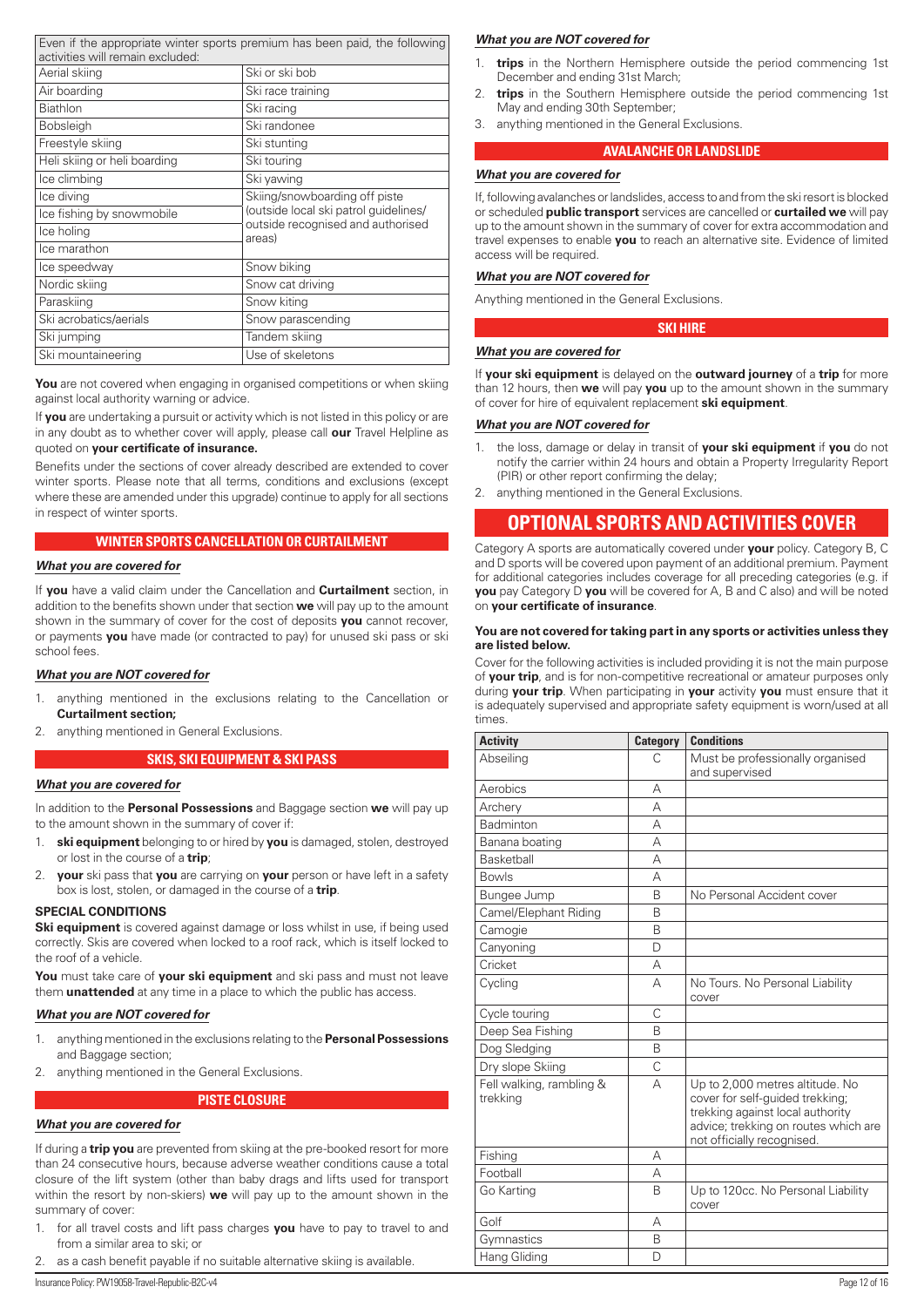| Even if the appropriate winter sports premium has been paid, the following activities will remain excluded: | |
|---|---|
| Aerial skiing | Ski or ski bob |
| Air boarding | Ski race training |
| Biathlon | Ski racing |
| Bobsleigh | Ski randonee |
| Freestyle skiing | Ski stunting |
| Heli skiing or heli boarding | Ski touring |
| Ice climbing | Ski yawing |
| Ice diving | Skiing/snowboarding off piste (outside local ski patrol guidelines/ outside recognised and authorised areas) |
| Ice fishing by snowmobile | |
| Ice holing | |
| Ice marathon | |
| Ice speedway | Snow biking |
| Nordic skiing | Snow cat driving |
| Paraskiing | Snow kiting |
| Ski acrobatics/aerials | Snow parascending |
| Ski jumping | Tandem skiing |
| Ski mountaineering | Use of skeletons |

**You** are not covered when engaging in organised competitions or when skiing against local authority warning or advice.

If **you** are undertaking a pursuit or activity which is not listed in this policy or are in any doubt as to whether cover will apply, please call **our** Travel Helpline as quoted on **your certificate of insurance.**

Benefits under the sections of cover already described are extended to cover winter sports. Please note that all terms, conditions and exclusions (except where these are amended under this upgrade) continue to apply for all sections in respect of winter sports.

## WINTER SPORTS CANCELLATION OR CURTAILMENT

### *What you are covered for*

If **you** have a valid claim under the Cancellation and **Curtailment** section, in addition to the benefits shown under that section **we** will pay up to the amount shown in the summary of cover for the cost of deposits **you** cannot recover, or payments **you** have made (or contracted to pay) for unused ski pass or ski school fees.

### *What you are NOT covered for*

1. anything mentioned in the exclusions relating to the Cancellation or **Curtailment section;**
2. anything mentioned in General Exclusions.

## SKIS, SKI EQUIPMENT & SKI PASS

### *What you are covered for*

In addition to the **Personal Possessions** and Baggage section **we** will pay up to the amount shown in the summary of cover if:

1. **ski equipment** belonging to or hired by **you** is damaged, stolen, destroyed or lost in the course of a **trip**;
2. **your** ski pass that **you** are carrying on **your** person or have left in a safety box is lost, stolen, or damaged in the course of a **trip**.

**SPECIAL CONDITIONS**

**Ski equipment** is covered against damage or loss whilst in use, if being used correctly. Skis are covered when locked to a roof rack, which is itself locked to the roof of a vehicle.

**You** must take care of **your ski equipment** and ski pass and must not leave them **unattended** at any time in a place to which the public has access.

### *What you are NOT covered for*

1. anything mentioned in the exclusions relating to the **Personal Possessions** and Baggage section;
2. anything mentioned in the General Exclusions.

## PISTE CLOSURE

### *What you are covered for*

If during a **trip you** are prevented from skiing at the pre-booked resort for more than 24 consecutive hours, because adverse weather conditions cause a total closure of the lift system (other than baby drags and lifts used for transport within the resort by non-skiers) **we** will pay up to the amount shown in the summary of cover:

1. for all travel costs and lift pass charges **you** have to pay to travel to and from a similar area to ski; or
2. as a cash benefit payable if no suitable alternative skiing is available.

### *What you are NOT covered for*

1. **trips** in the Northern Hemisphere outside the period commencing 1st December and ending 31st March;
2. **trips** in the Southern Hemisphere outside the period commencing 1st May and ending 30th September;
3. anything mentioned in the General Exclusions.

## AVALANCHE OR LANDSLIDE

### *What you are covered for*

If, following avalanches or landslides, access to and from the ski resort is blocked or scheduled **public transport** services are cancelled or **curtailed we** will pay up to the amount shown in the summary of cover for extra accommodation and travel expenses to enable **you** to reach an alternative site. Evidence of limited access will be required.

### *What you are NOT covered for*

Anything mentioned in the General Exclusions.

## SKI HIRE

### *What you are covered for*

If **your ski equipment** is delayed on the **outward journey** of a **trip** for more than 12 hours, then **we** will pay **you** up to the amount shown in the summary of cover for hire of equivalent replacement **ski equipment**.

### *What you are NOT covered for*

1. the loss, damage or delay in transit of **your ski equipment** if **you** do not notify the carrier within 24 hours and obtain a Property Irregularity Report (PIR) or other report confirming the delay;
2. anything mentioned in the General Exclusions.

# OPTIONAL SPORTS AND ACTIVITIES COVER

Category A sports are automatically covered under **your** policy. Category B, C and D sports will be covered upon payment of an additional premium. Payment for additional categories includes coverage for all preceding categories (e.g. if **you** pay Category D **you** will be covered for A, B and C also) and will be noted on **your certificate of insurance**.

**You are not covered for taking part in any sports or activities unless they are listed below.**

Cover for the following activities is included providing it is not the main purpose of **your trip**, and is for non-competitive recreational or amateur purposes only during **your trip**. When participating in **your** activity **you** must ensure that it is adequately supervised and appropriate safety equipment is worn/used at all times.

| Activity | Category | Conditions |
|---|---|---|
| Abseiling | C | Must be professionally organised and supervised |
| Aerobics | A | |
| Archery | A | |
| Badminton | A | |
| Banana boating | A | |
| Basketball | A | |
| Bowls | A | |
| Bungee Jump | B | No Personal Accident cover |
| Camel/Elephant Riding | B | |
| Camogie | B | |
| Canyoning | D | |
| Cricket | A | |
| Cycling | A | No Tours. No Personal Liability cover |
| Cycle touring | C | |
| Deep Sea Fishing | B | |
| Dog Sledging | B | |
| Dry slope Skiing | C | |
| Fell walking, rambling & trekking | A | Up to 2,000 metres altitude. No cover for self-guided trekking; trekking against local authority advice; trekking on routes which are not officially recognised. |
| Fishing | A | |
| Football | A | |
| Go Karting | B | Up to 120cc. No Personal Liability cover |
| Golf | A | |
| Gymnastics | B | |
| Hang Gliding | D | |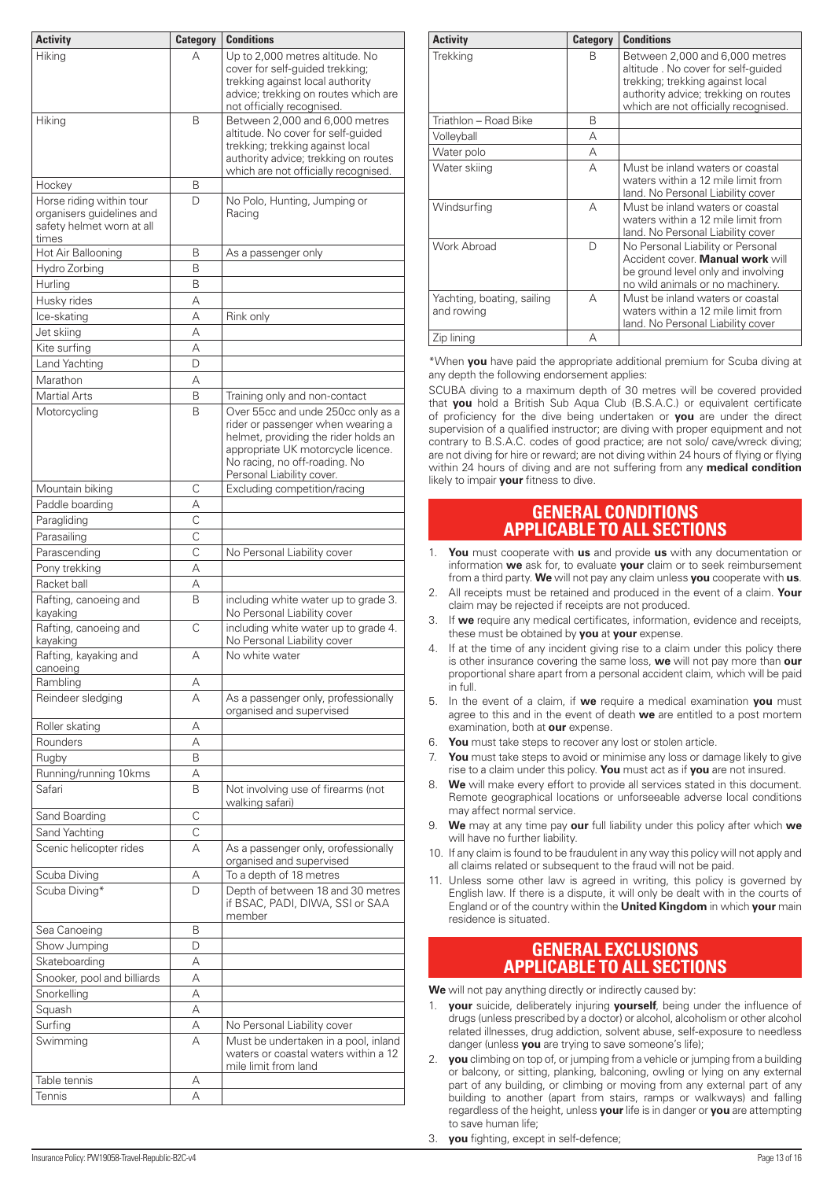| Activity | Category | Conditions |
|---|---|---|
| Hiking | A | Up to 2,000 metres altitude. No cover for self-guided trekking; trekking against local authority advice; trekking on routes which are not officially recognised. |
| Hiking | B | Between 2,000 and 6,000 metres altitude. No cover for self-guided trekking; trekking against local authority advice; trekking on routes which are not officially recognised. |
| Hockey | B | |
| Horse riding within tour organisers guidelines and safety helmet worn at all times | D | No Polo, Hunting, Jumping or Racing |
| Hot Air Ballooning | B | As a passenger only |
| Hydro Zorbing | B | |
| Hurling | B | |
| Husky rides | A | |
| Ice-skating | A | Rink only |
| Jet skiing | A | |
| Kite surfing | A | |
| Land Yachting | D | |
| Marathon | A | |
| Martial Arts | B | Training only and non-contact |
| Motorcycling | B | Over 55cc and unde 250cc only as a rider or passenger when wearing a helmet, providing the rider holds an appropriate UK motorcycle licence. No racing, no off-roading. No Personal Liability cover. |
| Mountain biking | C | Excluding competition/racing |
| Paddle boarding | A | |
| Paragliding | C | |
| Parasailing | C | |
| Parascending | C | No Personal Liability cover |
| Pony trekking | A | |
| Racket ball | A | |
| Rafting, canoeing and kayaking | B | including white water up to grade 3. No Personal Liability cover |
| Rafting, canoeing and kayaking | C | including white water up to grade 4. No Personal Liability cover |
| Rafting, kayaking and canoeing | A | No white water |
| Rambling | A | |
| Reindeer sledging | A | As a passenger only, professionally organised and supervised |
| Roller skating | A | |
| Rounders | A | |
| Rugby | B | |
| Running/running 10kms | A | |
| Safari | B | Not involving use of firearms (not walking safari) |
| Sand Boarding | C | |
| Sand Yachting | C | |
| Scenic helicopter rides | A | As a passenger only, orofessionally organised and supervised |
| Scuba Diving | A | To a depth of 18 metres |
| Scuba Diving* | D | Depth of between 18 and 30 metres if BSAC, PADI, DIWA, SSI or SAA member |
| Sea Canoeing | B | |
| Show Jumping | D | |
| Skateboarding | A | |
| Snooker, pool and billiards | A | |
| Snorkelling | A | |
| Squash | A | |
| Surfing | A | No Personal Liability cover |
| Swimming | A | Must be undertaken in a pool, inland waters or coastal waters within a 12 mile limit from land |
| Table tennis | A | |
| Tennis | A | |
| Trekking | B | Between 2,000 and 6,000 metres altitude . No cover for self-guided trekking; trekking against local authority advice; trekking on routes which are not officially recognised. |
| Triathlon – Road Bike | B | |
| Volleyball | A | |
| Water polo | A | |
| Water skiing | A | Must be inland waters or coastal waters within a 12 mile limit from land. No Personal Liability cover |
| Windsurfing | A | Must be inland waters or coastal waters within a 12 mile limit from land. No Personal Liability cover |
| Work Abroad | D | No Personal Liability or Personal Accident cover. **Manual work** will be ground level only and involving no wild animals or no machinery. |
| Yachting, boating, sailing and rowing | A | Must be inland waters or coastal waters within a 12 mile limit from land. No Personal Liability cover |
| Zip lining | A | |

*When **you** have paid the appropriate additional premium for Scuba diving at any depth the following endorsement applies:

SCUBA diving to a maximum depth of 30 metres will be covered provided that **you** hold a British Sub Aqua Club (B.S.A.C.) or equivalent certificate of proficiency for the dive being undertaken or **you** are under the direct supervision of a qualified instructor; are diving with proper equipment and not contrary to B.S.A.C. codes of good practice; are not solo/ cave/wreck diving; are not diving for hire or reward; are not diving within 24 hours of flying or flying within 24 hours of diving and are not suffering from any **medical condition** likely to impair **your** fitness to dive.

## GENERAL CONDITIONS APPLICABLE TO ALL SECTIONS

1. **You** must cooperate with **us** and provide **us** with any documentation or information **we** ask for, to evaluate **your** claim or to seek reimbursement from a third party. **We** will not pay any claim unless **you** cooperate with **us**.
2. All receipts must be retained and produced in the event of a claim. **Your** claim may be rejected if receipts are not produced.
3. If **we** require any medical certificates, information, evidence and receipts, these must be obtained by **you** at **your** expense.
4. If at the time of any incident giving rise to a claim under this policy there is other insurance covering the same loss, **we** will not pay more than **our** proportional share apart from a personal accident claim, which will be paid in full.
5. In the event of a claim, if **we** require a medical examination **you** must agree to this and in the event of death **we** are entitled to a post mortem examination, both at **our** expense.
6. **You** must take steps to recover any lost or stolen article.
7. **You** must take steps to avoid or minimise any loss or damage likely to give rise to a claim under this policy. **You** must act as if **you** are not insured.
8. **We** will make every effort to provide all services stated in this document. Remote geographical locations or unforseeable adverse local conditions may affect normal service.
9. **We** may at any time pay **our** full liability under this policy after which **we** will have no further liability.
10. If any claim is found to be fraudulent in any way this policy will not apply and all claims related or subsequent to the fraud will not be paid.
11. Unless some other law is agreed in writing, this policy is governed by English law. If there is a dispute, it will only be dealt with in the courts of England or of the country within the **United Kingdom** in which **your** main residence is situated.

## GENERAL EXCLUSIONS APPLICABLE TO ALL SECTIONS

**We** will not pay anything directly or indirectly caused by:

1. **your** suicide, deliberately injuring **yourself**, being under the influence of drugs (unless prescribed by a doctor) or alcohol, alcoholism or other alcohol related illnesses, drug addiction, solvent abuse, self-exposure to needless danger (unless **you** are trying to save someone's life);
2. **you** climbing on top of, or jumping from a vehicle or jumping from a building or balcony, or sitting, planking, balconing, owling or lying on any external part of any building, or climbing or moving from any external part of any building to another (apart from stairs, ramps or walkways) and falling regardless of the height, unless **your** life is in danger or **you** are attempting to save human life;
3. **you** fighting, except in self-defence;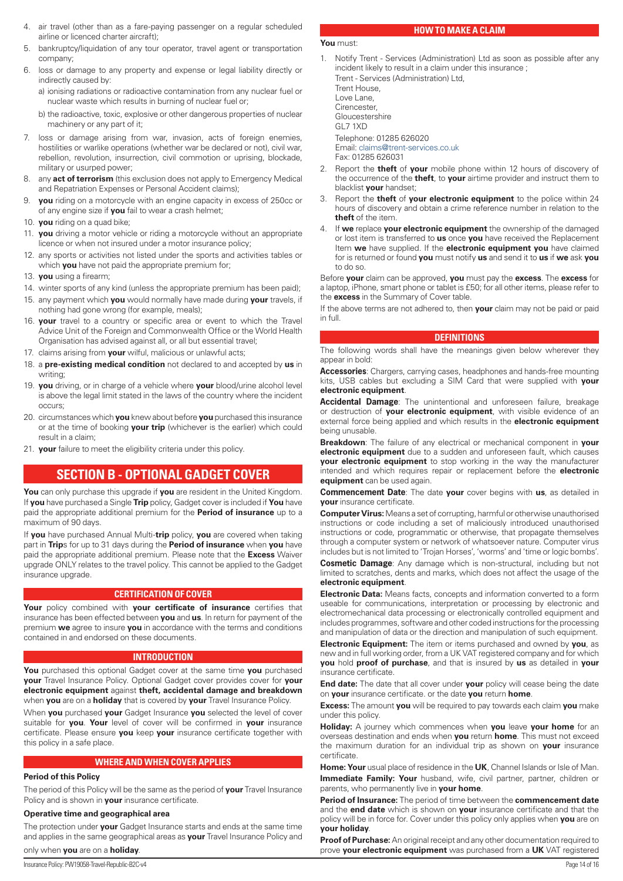4. air travel (other than as a fare-paying passenger on a regular scheduled airline or licenced charter aircraft);
5. bankruptcy/liquidation of any tour operator, travel agent or transportation company;
6. loss or damage to any property and expense or legal liability directly or indirectly caused by:
   a) ionising radiations or radioactive contamination from any nuclear fuel or nuclear waste which results in burning of nuclear fuel or;
   b) the radioactive, toxic, explosive or other dangerous properties of nuclear machinery or any part of it;
7. loss or damage arising from war, invasion, acts of foreign enemies, hostilities or warlike operations (whether war be declared or not), civil war, rebellion, revolution, insurrection, civil commotion or uprising, blockade, military or usurped power;
8. any **act of terrorism** (this exclusion does not apply to Emergency Medical and Repatriation Expenses or Personal Accident claims);
9. **you** riding on a motorcycle with an engine capacity in excess of 250cc or of any engine size if **you** fail to wear a crash helmet;
10. **you** riding on a quad bike;
11. **you** driving a motor vehicle or riding a motorcycle without an appropriate licence or when not insured under a motor insurance policy;
12. any sports or activities not listed under the sports and activities tables or which **you** have not paid the appropriate premium for;
13. **you** using a firearm;
14. winter sports of any kind (unless the appropriate premium has been paid);
15. any payment which **you** would normally have made during **your** travels, if nothing had gone wrong (for example, meals);
16. **your** travel to a country or specific area or event to which the Travel Advice Unit of the Foreign and Commonwealth Office or the World Health Organisation has advised against all, or all but essential travel;
17. claims arising from **your** wilful, malicious or unlawful acts;
18. a **pre-existing medical condition** not declared to and accepted by **us** in writing;
19. **you** driving, or in charge of a vehicle where **your** blood/urine alcohol level is above the legal limit stated in the laws of the country where the incident occurs;
20. circumstances which **you** knew about before **you** purchased this insurance or at the time of booking **your trip** (whichever is the earlier) which could result in a claim;
21. **your** failure to meet the eligibility criteria under this policy.

# SECTION B - OPTIONAL GADGET COVER

**You** can only purchase this upgrade if **you** are resident in the United Kingdom. If **you** have purchased a Single **Trip** policy, Gadget cover is included if **You** have paid the appropriate additional premium for the **Period of insurance** up to a maximum of 90 days.

If **you** have purchased Annual Multi-**trip** policy, **you** are covered when taking part in **Trip**s for up to 31 days during the **Period of insurance** when **you** have paid the appropriate additional premium. Please note that the **Excess** Waiver upgrade ONLY relates to the travel policy. This cannot be applied to the Gadget insurance upgrade.

## CERTIFICATION OF COVER

**Your** policy combined with **your certificate of insurance** certifies that insurance has been effected between **you** and **us**. In return for payment of the premium **we** agree to insure **you** in accordance with the terms and conditions contained in and endorsed on these documents.

## INTRODUCTION

**You** purchased this optional Gadget cover at the same time **you** purchased **your** Travel Insurance Policy. Optional Gadget cover provides cover for **your electronic equipment** against **theft, accidental damage and breakdown** when **you** are on a **holiday** that is covered by **your** Travel Insurance Policy.

When **you** purchased **your** Gadget Insurance **you** selected the level of cover suitable for **you**. **Your** level of cover will be confirmed in **your** insurance certificate. Please ensure **you** keep **your** insurance certificate together with this policy in a safe place.

## WHERE AND WHEN COVER APPLIES

**Period of this Policy**

The period of this Policy will be the same as the period of **your** Travel Insurance Policy and is shown in **your** insurance certificate.

**Operative time and geographical area**

The protection under **your** Gadget Insurance starts and ends at the same time and applies in the same geographical areas as **your** Travel Insurance Policy and only when **you** are on a **holiday**.

## HOW TO MAKE A CLAIM

**You** must:

1. Notify Trent - Services (Administration) Ltd as soon as possible after any incident likely to result in a claim under this insurance ;
   Trent - Services (Administration) Ltd,
   Trent House,
   Love Lane,
   Cirencester,
   Gloucestershire
   GL7 1XD
   Telephone: 01285 626020
   Email: claims@trent-services.co.uk
   Fax: 01285 626031
2. Report the **theft** of **your** mobile phone within 12 hours of discovery of the occurrence of the **theft**, to **your** airtime provider and instruct them to blacklist **your** handset;
3. Report the **theft** of **your electronic equipment** to the police within 24 hours of discovery and obtain a crime reference number in relation to the **theft** of the item.
4. If **we** replace **your electronic equipment** the ownership of the damaged or lost item is transferred to **us** once **you** have received the Replacement Item **we** have supplied. If the **electronic equipment you** have claimed for is returned or found **you** must notify **us** and send it to **us** if **we** ask **you** to do so.

Before **your** claim can be approved, **you** must pay the **excess**. The **excess** for a laptop, iPhone, smart phone or tablet is £50; for all other items, please refer to the **excess** in the Summary of Cover table.

If the above terms are not adhered to, then **your** claim may not be paid or paid in full.

## DEFINITIONS

The following words shall have the meanings given below wherever they appear in bold:

**Accessories**: Chargers, carrying cases, headphones and hands-free mounting kits, USB cables but excluding a SIM Card that were supplied with **your electronic equipment**.

**Accidental Damage**: The unintentional and unforeseen failure, breakage or destruction of **your electronic equipment**, with visible evidence of an external force being applied and which results in the **electronic equipment** being unusable.

**Breakdown**: The failure of any electrical or mechanical component in **your electronic equipment** due to a sudden and unforeseen fault, which causes **your electronic equipment** to stop working in the way the manufacturer intended and which requires repair or replacement before the **electronic equipment** can be used again.

**Commencement Date**: The date **your** cover begins with **us**, as detailed in **your** insurance certificate.

**Computer Virus:** Means a set of corrupting, harmful or otherwise unauthorised instructions or code including a set of maliciously introduced unauthorised instructions or code, programmatic or otherwise, that propagate themselves through a computer system or network of whatsoever nature. Computer virus includes but is not limited to 'Trojan Horses', 'worms' and 'time or logic bombs'.

**Cosmetic Damage**: Any damage which is non-structural, including but not limited to scratches, dents and marks, which does not affect the usage of the **electronic equipment**.

**Electronic Data:** Means facts, concepts and information converted to a form useable for communications, interpretation or processing by electronic and electromechanical data processing or electronically controlled equipment and includes programmes, software and other coded instructions for the processing and manipulation of data or the direction and manipulation of such equipment.

**Electronic Equipment:** The item or items purchased and owned by **you**, as new and in full working order, from a UK VAT registered company and for which **you** hold **proof of purchase**, and that is insured by **us** as detailed in **your** insurance certificate.

**End date:** The date that all cover under **your** policy will cease being the date on **your** insurance certificate. or the date **you** return **home**.

**Excess:** The amount **you** will be required to pay towards each claim **you** make under this policy.

**Holiday:** A journey which commences when **you** leave **your home** for an overseas destination and ends when **you** return **home**. This must not exceed the maximum duration for an individual trip as shown on **your** insurance certificate.

**Home: Your** usual place of residence in the **UK**, Channel Islands or Isle of Man.

**Immediate Family: Your** husband, wife, civil partner, partner, children or parents, who permanently live in **your home**.

**Period of Insurance:** The period of time between the **commencement date** and the **end date** which is shown on **your** insurance certificate and that the policy will be in force for. Cover under this policy only applies when **you** are on **your holiday**.

**Proof of Purchase:** An original receipt and any other documentation required to prove **your electronic equipment** was purchased from a **UK** VAT registered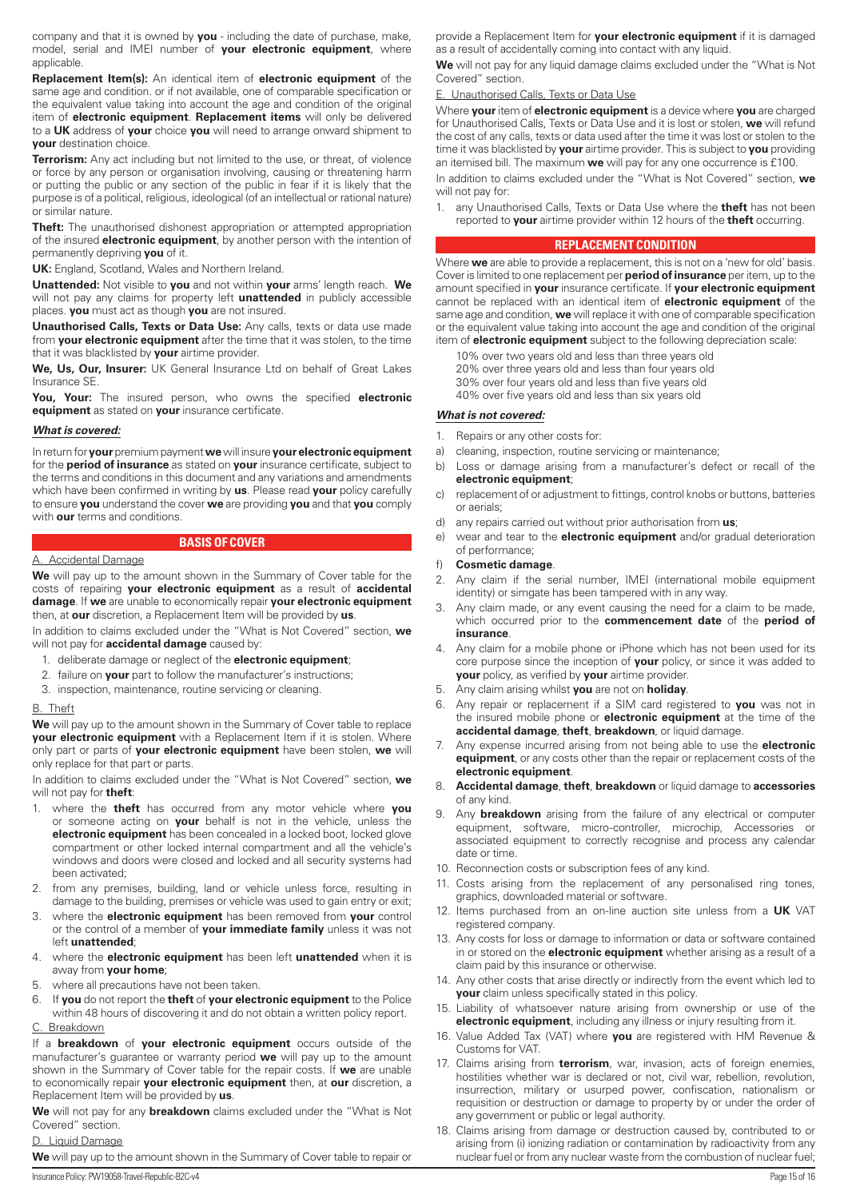company and that it is owned by **you** - including the date of purchase, make, model, serial and IMEI number of **your electronic equipment**, where applicable.

**Replacement Item(s):** An identical item of **electronic equipment** of the same age and condition. or if not available, one of comparable specification or the equivalent value taking into account the age and condition of the original item of **electronic equipment**. **Replacement items** will only be delivered to a **UK** address of **your** choice **you** will need to arrange onward shipment to **your** destination choice.

**Terrorism:** Any act including but not limited to the use, or threat, of violence or force by any person or organisation involving, causing or threatening harm or putting the public or any section of the public in fear if it is likely that the purpose is of a political, religious, ideological (of an intellectual or rational nature) or similar nature.

**Theft:** The unauthorised dishonest appropriation or attempted appropriation of the insured **electronic equipment**, by another person with the intention of permanently depriving **you** of it.

**UK:** England, Scotland, Wales and Northern Ireland.

**Unattended:** Not visible to **you** and not within **your** arms' length reach. **We** will not pay any claims for property left **unattended** in publicly accessible places. **you** must act as though **you** are not insured.

**Unauthorised Calls, Texts or Data Use:** Any calls, texts or data use made from **your electronic equipment** after the time that it was stolen, to the time that it was blacklisted by **your** airtime provider.

**We, Us, Our, Insurer:** UK General Insurance Ltd on behalf of Great Lakes Insurance SE.

**You, Your:** The insured person, who owns the specified **electronic equipment** as stated on **your** insurance certificate.

***What is covered:***

In return for **your** premium payment **we** will insure **your electronic equipment** for the **period of insurance** as stated on **your** insurance certificate, subject to the terms and conditions in this document and any variations and amendments which have been confirmed in writing by **us**. Please read **your** policy carefully to ensure **you** understand the cover **we** are providing **you** and that **you** comply with **our** terms and conditions.

## BASIS OF COVER

A. Accidental Damage

**We** will pay up to the amount shown in the Summary of Cover table for the costs of repairing **your electronic equipment** as a result of **accidental damage**. If **we** are unable to economically repair **your electronic equipment** then, at **our** discretion, a Replacement Item will be provided by **us**.

In addition to claims excluded under the "What is Not Covered" section, **we** will not pay for **accidental damage** caused by:

1. deliberate damage or neglect of the **electronic equipment**;
2. failure on **your** part to follow the manufacturer's instructions;
3. inspection, maintenance, routine servicing or cleaning.

B. Theft

**We** will pay up to the amount shown in the Summary of Cover table to replace **your electronic equipment** with a Replacement Item if it is stolen. Where only part or parts of **your electronic equipment** have been stolen, **we** will only replace for that part or parts.

In addition to claims excluded under the "What is Not Covered" section, **we** will not pay for **theft**:

1. where the **theft** has occurred from any motor vehicle where **you** or someone acting on **your** behalf is not in the vehicle, unless the **electronic equipment** has been concealed in a locked boot, locked glove compartment or other locked internal compartment and all the vehicle's windows and doors were closed and locked and all security systems had been activated;
2. from any premises, building, land or vehicle unless force, resulting in damage to the building, premises or vehicle was used to gain entry or exit;
3. where the **electronic equipment** has been removed from **your** control or the control of a member of **your immediate family** unless it was not left **unattended**;
4. where the **electronic equipment** has been left **unattended** when it is away from **your home**;
5. where all precautions have not been taken.
6. If **you** do not report the **theft** of **your electronic equipment** to the Police within 48 hours of discovering it and do not obtain a written policy report.

C. Breakdown

If a **breakdown** of **your electronic equipment** occurs outside of the manufacturer's guarantee or warranty period **we** will pay up to the amount shown in the Summary of Cover table for the repair costs. If **we** are unable to economically repair **your electronic equipment** then, at **our** discretion, a Replacement Item will be provided by **us**.

**We** will not pay for any **breakdown** claims excluded under the "What is Not Covered" section.

D. Liquid Damage

**We** will pay up to the amount shown in the Summary of Cover table to repair or provide a Replacement Item for **your electronic equipment** if it is damaged as a result of accidentally coming into contact with any liquid.

**We** will not pay for any liquid damage claims excluded under the "What is Not Covered" section.

E. Unauthorised Calls, Texts or Data Use

Where **your** item of **electronic equipment** is a device where **you** are charged for Unauthorised Calls, Texts or Data Use and it is lost or stolen, **we** will refund the cost of any calls, texts or data used after the time it was lost or stolen to the time it was blacklisted by **your** airtime provider. This is subject to **you** providing an itemised bill. The maximum **we** will pay for any one occurrence is £100.

In addition to claims excluded under the "What is Not Covered" section, **we** will not pay for:

1. any Unauthorised Calls, Texts or Data Use where the **theft** has not been reported to **your** airtime provider within 12 hours of the **theft** occurring.

## REPLACEMENT CONDITION

Where **we** are able to provide a replacement, this is not on a 'new for old' basis. Cover is limited to one replacement per **period of insurance** per item, up to the amount specified in **your** insurance certificate. If **your electronic equipment** cannot be replaced with an identical item of **electronic equipment** of the same age and condition, **we** will replace it with one of comparable specification or the equivalent value taking into account the age and condition of the original item of **electronic equipment** subject to the following depreciation scale:

10% over two years old and less than three years old
20% over three years old and less than four years old
30% over four years old and less than five years old
40% over five years old and less than six years old

***What is not covered:***

1. Repairs or any other costs for:
   a) cleaning, inspection, routine servicing or maintenance;
   b) Loss or damage arising from a manufacturer's defect or recall of the **electronic equipment**;
   c) replacement of or adjustment to fittings, control knobs or buttons, batteries or aerials;
   d) any repairs carried out without prior authorisation from **us**;
   e) wear and tear to the **electronic equipment** and/or gradual deterioration of performance;
   f) **Cosmetic damage**.
2. Any claim if the serial number, IMEI (international mobile equipment identity) or simgate has been tampered with in any way.
3. Any claim made, or any event causing the need for a claim to be made, which occurred prior to the **commencement date** of the **period of insurance**.
4. Any claim for a mobile phone or iPhone which has not been used for its core purpose since the inception of **your** policy, or since it was added to **your** policy, as verified by **your** airtime provider.
5. Any claim arising whilst **you** are not on **holiday**.
6. Any repair or replacement if a SIM card registered to **you** was not in the insured mobile phone or **electronic equipment** at the time of the **accidental damage**, **theft**, **breakdown**, or liquid damage.
7. Any expense incurred arising from not being able to use the **electronic equipment**, or any costs other than the repair or replacement costs of the **electronic equipment**.
8. **Accidental damage**, **theft**, **breakdown** or liquid damage to **accessories** of any kind.
9. Any **breakdown** arising from the failure of any electrical or computer equipment, software, micro-controller, microchip, Accessories or associated equipment to correctly recognise and process any calendar date or time.
10. Reconnection costs or subscription fees of any kind.
11. Costs arising from the replacement of any personalised ring tones, graphics, downloaded material or software.
12. Items purchased from an on-line auction site unless from a **UK** VAT registered company.
13. Any costs for loss or damage to information or data or software contained in or stored on the **electronic equipment** whether arising as a result of a claim paid by this insurance or otherwise.
14. Any other costs that arise directly or indirectly from the event which led to **your** claim unless specifically stated in this policy.
15. Liability of whatsoever nature arising from ownership or use of the **electronic equipment**, including any illness or injury resulting from it.
16. Value Added Tax (VAT) where **you** are registered with HM Revenue & Customs for VAT.
17. Claims arising from **terrorism**, war, invasion, acts of foreign enemies, hostilities whether war is declared or not, civil war, rebellion, revolution, insurrection, military or usurped power, confiscation, nationalism or requisition or destruction or damage to property by or under the order of any government or public or legal authority.
18. Claims arising from damage or destruction caused by, contributed to or arising from (i) ionizing radiation or contamination by radioactivity from any nuclear fuel or from any nuclear waste from the combustion of nuclear fuel;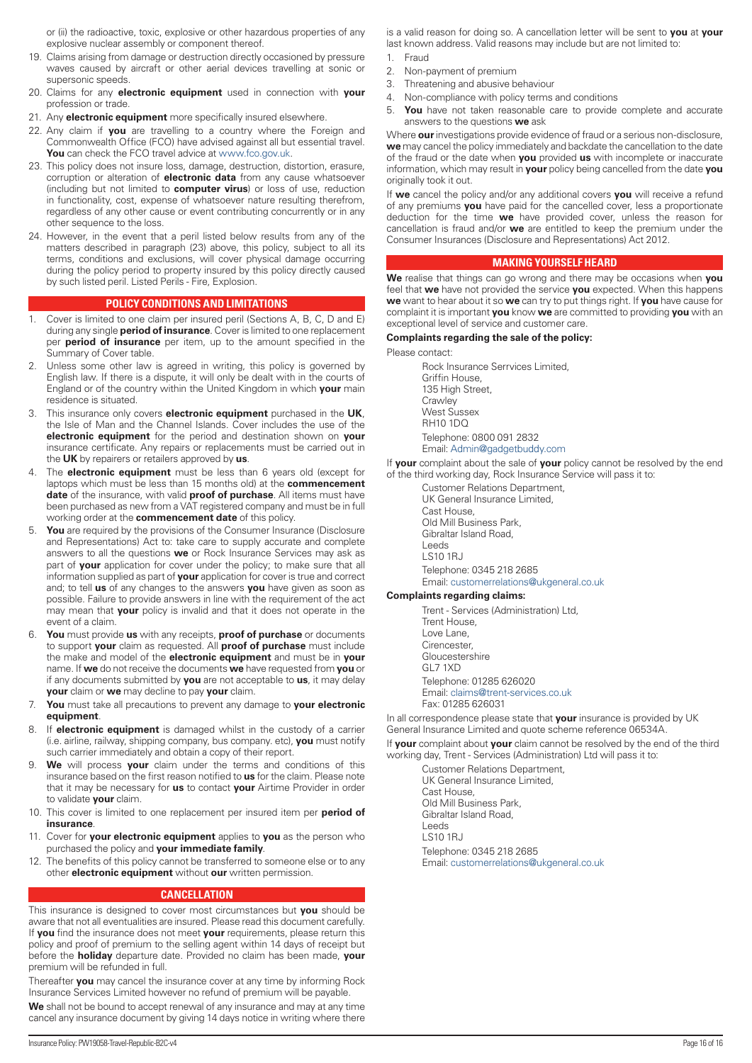or (ii) the radioactive, toxic, explosive or other hazardous properties of any explosive nuclear assembly or component thereof.

19. Claims arising from damage or destruction directly occasioned by pressure waves caused by aircraft or other aerial devices travelling at sonic or supersonic speeds.
20. Claims for any **electronic equipment** used in connection with **your** profession or trade.
21. Any **electronic equipment** more specifically insured elsewhere.
22. Any claim if **you** are travelling to a country where the Foreign and Commonwealth Office (FCO) have advised against all but essential travel. **You** can check the FCO travel advice at www.fco.gov.uk.
23. This policy does not insure loss, damage, destruction, distortion, erasure, corruption or alteration of **electronic data** from any cause whatsoever (including but not limited to **computer virus**) or loss of use, reduction in functionality, cost, expense of whatsoever nature resulting therefrom, regardless of any other cause or event contributing concurrently or in any other sequence to the loss.
24. However, in the event that a peril listed below results from any of the matters described in paragraph (23) above, this policy, subject to all its terms, conditions and exclusions, will cover physical damage occurring during the policy period to property insured by this policy directly caused by such listed peril. Listed Perils - Fire, Explosion.

## POLICY CONDITIONS AND LIMITATIONS

1. Cover is limited to one claim per insured peril (Sections A, B, C, D and E) during any single **period of insurance**. Cover is limited to one replacement per **period of insurance** per item, up to the amount specified in the Summary of Cover table.
2. Unless some other law is agreed in writing, this policy is governed by English law. If there is a dispute, it will only be dealt with in the courts of England or of the country within the United Kingdom in which **your** main residence is situated.
3. This insurance only covers **electronic equipment** purchased in the **UK**, the Isle of Man and the Channel Islands. Cover includes the use of the **electronic equipment** for the period and destination shown on **your** insurance certificate. Any repairs or replacements must be carried out in the **UK** by repairers or retailers approved by **us**.
4. The **electronic equipment** must be less than 6 years old (except for laptops which must be less than 15 months old) at the **commencement date** of the insurance, with valid **proof of purchase**. All items must have been purchased as new from a VAT registered company and must be in full working order at the **commencement date** of this policy.
5. **You** are required by the provisions of the Consumer Insurance (Disclosure and Representations) Act to: take care to supply accurate and complete answers to all the questions **we** or Rock Insurance Services may ask as part of **your** application for cover under the policy; to make sure that all information supplied as part of **your** application for cover is true and correct and; to tell **us** of any changes to the answers **you** have given as soon as possible. Failure to provide answers in line with the requirement of the act may mean that **your** policy is invalid and that it does not operate in the event of a claim.
6. **You** must provide **us** with any receipts, **proof of purchase** or documents to support **your** claim as requested. All **proof of purchase** must include the make and model of the **electronic equipment** and must be in **your** name. If **we** do not receive the documents **we** have requested from **you** or if any documents submitted by **you** are not acceptable to **us**, it may delay **your** claim or **we** may decline to pay **your** claim.
7. **You** must take all precautions to prevent any damage to **your electronic equipment**.
8. If **electronic equipment** is damaged whilst in the custody of a carrier (i.e. airline, railway, shipping company, bus company. etc), **you** must notify such carrier immediately and obtain a copy of their report.
9. **We** will process **your** claim under the terms and conditions of this insurance based on the first reason notified to **us** for the claim. Please note that it may be necessary for **us** to contact **your** Airtime Provider in order to validate **your** claim.
10. This cover is limited to one replacement per insured item per **period of insurance**.
11. Cover for **your electronic equipment** applies to **you** as the person who purchased the policy and **your immediate family**.
12. The benefits of this policy cannot be transferred to someone else or to any other **electronic equipment** without **our** written permission.

## CANCELLATION

This insurance is designed to cover most circumstances but **you** should be aware that not all eventualities are insured. Please read this document carefully. If **you** find the insurance does not meet **your** requirements, please return this policy and proof of premium to the selling agent within 14 days of receipt but before the **holiday** departure date. Provided no claim has been made, **your** premium will be refunded in full.

Thereafter **you** may cancel the insurance cover at any time by informing Rock Insurance Services Limited however no refund of premium will be payable.

**We** shall not be bound to accept renewal of any insurance and may at any time cancel any insurance document by giving 14 days notice in writing where there is a valid reason for doing so. A cancellation letter will be sent to **you** at **your** last known address. Valid reasons may include but are not limited to:

1. Fraud
2. Non-payment of premium
3. Threatening and abusive behaviour
4. Non-compliance with policy terms and conditions
5. **You** have not taken reasonable care to provide complete and accurate answers to the questions **we** ask

Where **our** investigations provide evidence of fraud or a serious non-disclosure, **we** may cancel the policy immediately and backdate the cancellation to the date of the fraud or the date when **you** provided **us** with incomplete or inaccurate information, which may result in **your** policy being cancelled from the date **you** originally took it out.

If **we** cancel the policy and/or any additional covers **you** will receive a refund of any premiums **you** have paid for the cancelled cover, less a proportionate deduction for the time **we** have provided cover, unless the reason for cancellation is fraud and/or **we** are entitled to keep the premium under the Consumer Insurances (Disclosure and Representations) Act 2012.

## MAKING YOURSELF HEARD

**We** realise that things can go wrong and there may be occasions when **you** feel that **we** have not provided the service **you** expected. When this happens **we** want to hear about it so **we** can try to put things right. If **you** have cause for complaint it is important **you** know **we** are committed to providing **you** with an exceptional level of service and customer care.

**Complaints regarding the sale of the policy:**

Please contact:

Rock Insurance Serrvices Limited,
Griffin House,
135 High Street,
Crawley
West Sussex
RH10 1DQ
Telephone: 0800 091 2832
Email: Admin@gadgetbuddy.com

If **your** complaint about the sale of **your** policy cannot be resolved by the end of the third working day, Rock Insurance Service will pass it to:

Customer Relations Department,
UK General Insurance Limited,
Cast House,
Old Mill Business Park,
Gibraltar Island Road,
Leeds
LS10 1RJ
Telephone: 0345 218 2685
Email: customerrelations@ukgeneral.co.uk

**Complaints regarding claims:**

Trent - Services (Administration) Ltd,
Trent House,
Love Lane,
Cirencester,
Gloucestershire
GL7 1XD
Telephone: 01285 626020
Email: claims@trent-services.co.uk
Fax: 01285 626031

In all correspondence please state that **your** insurance is provided by UK General Insurance Limited and quote scheme reference 06534A.

If **your** complaint about **your** claim cannot be resolved by the end of the third working day, Trent - Services (Administration) Ltd will pass it to:

Customer Relations Department,
UK General Insurance Limited,
Cast House,
Old Mill Business Park,
Gibraltar Island Road,
Leeds
LS10 1RJ
Telephone: 0345 218 2685
Email: customerrelations@ukgeneral.co.uk